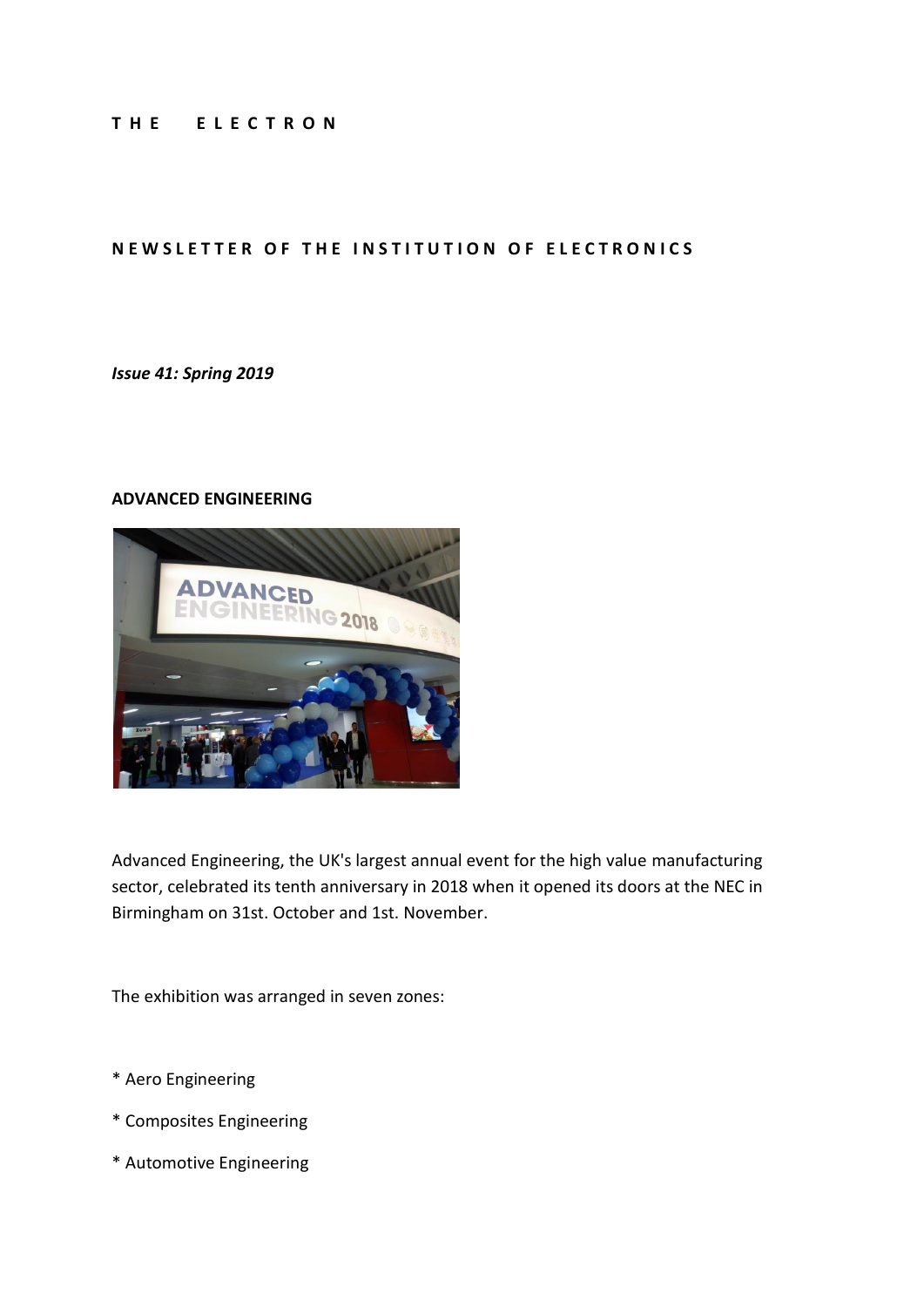**T H E E L E C T R O N**

**N E W S L E T T E R O F T H E I N S T I T U T I O N O F E L E C T R O N I C S**

***Issue 41: Spring 2019***

**ADVANCED ENGINEERING**

Advanced Engineering, the UK's largest annual event for the high value manufacturing sector, celebrated its tenth anniversary in 2018 when it opened its doors at the NEC in Birmingham on 31st. October and 1st. November.

The exhibition was arranged in seven zones:

* Aero Engineering

* Composites Engineering

* Automotive Engineering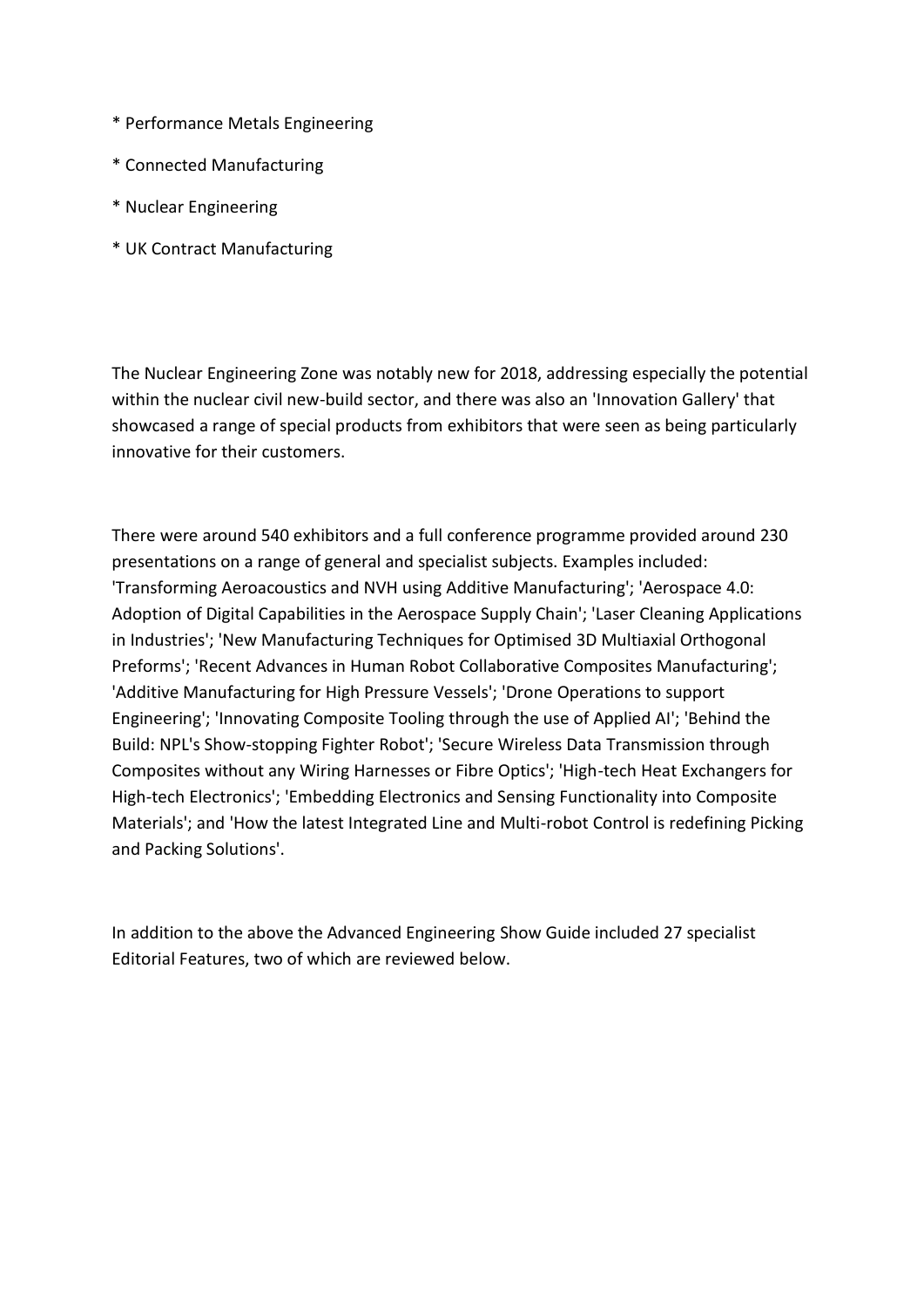* Performance Metals Engineering

* Connected Manufacturing

* Nuclear Engineering

* UK Contract Manufacturing

The Nuclear Engineering Zone was notably new for 2018, addressing especially the potential within the nuclear civil new-build sector, and there was also an 'Innovation Gallery' that showcased a range of special products from exhibitors that were seen as being particularly innovative for their customers.

There were around 540 exhibitors and a full conference programme provided around 230 presentations on a range of general and specialist subjects. Examples included: 'Transforming Aeroacoustics and NVH using Additive Manufacturing'; 'Aerospace 4.0: Adoption of Digital Capabilities in the Aerospace Supply Chain'; 'Laser Cleaning Applications in Industries'; 'New Manufacturing Techniques for Optimised 3D Multiaxial Orthogonal Preforms'; 'Recent Advances in Human Robot Collaborative Composites Manufacturing'; 'Additive Manufacturing for High Pressure Vessels'; 'Drone Operations to support Engineering'; 'Innovating Composite Tooling through the use of Applied AI'; 'Behind the Build: NPL's Show-stopping Fighter Robot'; 'Secure Wireless Data Transmission through Composites without any Wiring Harnesses or Fibre Optics'; 'High-tech Heat Exchangers for High-tech Electronics'; 'Embedding Electronics and Sensing Functionality into Composite Materials'; and 'How the latest Integrated Line and Multi-robot Control is redefining Picking and Packing Solutions'.

In addition to the above the Advanced Engineering Show Guide included 27 specialist Editorial Features, two of which are reviewed below.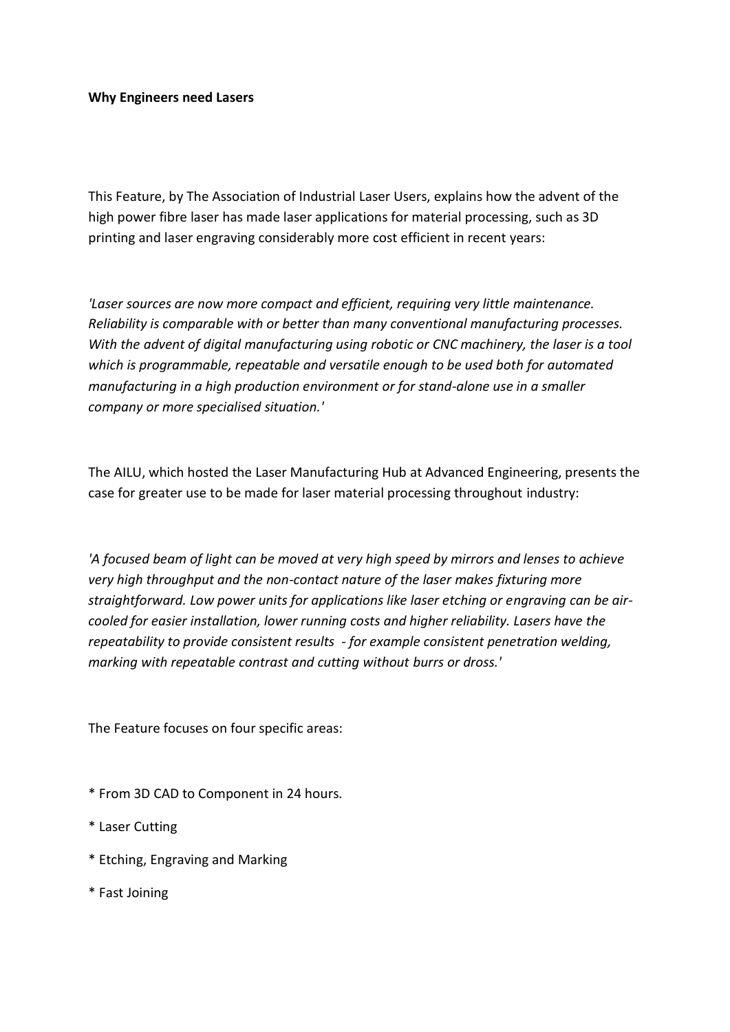**Why Engineers need Lasers**

This Feature, by The Association of Industrial Laser Users, explains how the advent of the high power fibre laser has made laser applications for material processing, such as 3D printing and laser engraving considerably more cost efficient in recent years:

*'Laser sources are now more compact and efficient, requiring very little maintenance. Reliability is comparable with or better than many conventional manufacturing processes. With the advent of digital manufacturing using robotic or CNC machinery, the laser is a tool which is programmable, repeatable and versatile enough to be used both for automated manufacturing in a high production environment or for stand-alone use in a smaller company or more specialised situation.'*

The AILU, which hosted the Laser Manufacturing Hub at Advanced Engineering, presents the case for greater use to be made for laser material processing throughout industry:

*'A focused beam of light can be moved at very high speed by mirrors and lenses to achieve very high throughput and the non-contact nature of the laser makes fixturing more straightforward. Low power units for applications like laser etching or engraving can be air-cooled for easier installation, lower running costs and higher reliability. Lasers have the repeatability to provide consistent results - for example consistent penetration welding, marking with repeatable contrast and cutting without burrs or dross.'*

The Feature focuses on four specific areas:

* From 3D CAD to Component in 24 hours.
* Laser Cutting
* Etching, Engraving and Marking
* Fast Joining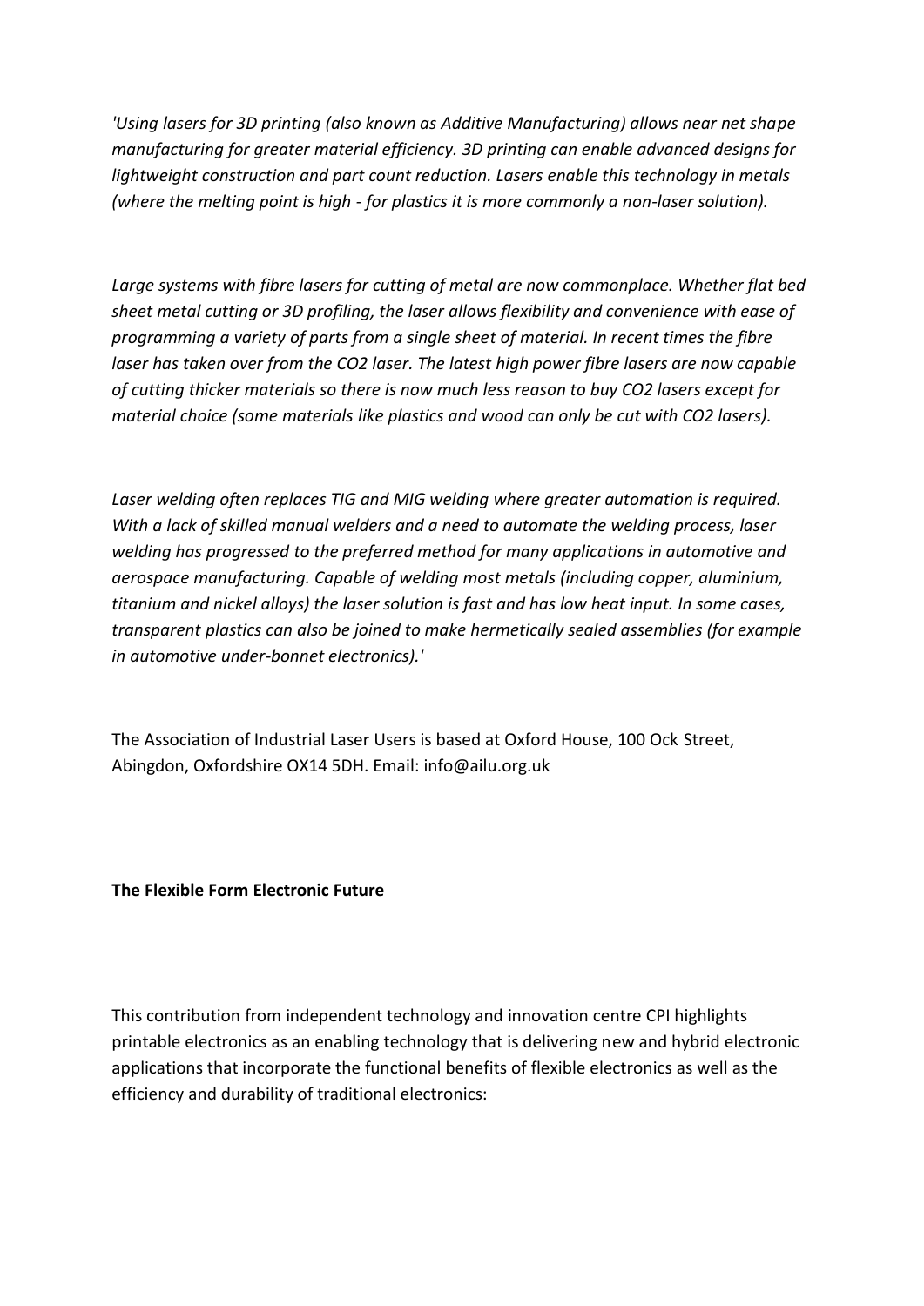*'Using lasers for 3D printing (also known as Additive Manufacturing) allows near net shape manufacturing for greater material efficiency. 3D printing can enable advanced designs for lightweight construction and part count reduction. Lasers enable this technology in metals (where the melting point is high - for plastics it is more commonly a non-laser solution).*

*Large systems with fibre lasers for cutting of metal are now commonplace. Whether flat bed sheet metal cutting or 3D profiling, the laser allows flexibility and convenience with ease of programming a variety of parts from a single sheet of material. In recent times the fibre laser has taken over from the CO2 laser. The latest high power fibre lasers are now capable of cutting thicker materials so there is now much less reason to buy CO2 lasers except for material choice (some materials like plastics and wood can only be cut with CO2 lasers).*

*Laser welding often replaces TIG and MIG welding where greater automation is required. With a lack of skilled manual welders and a need to automate the welding process, laser welding has progressed to the preferred method for many applications in automotive and aerospace manufacturing. Capable of welding most metals (including copper, aluminium, titanium and nickel alloys) the laser solution is fast and has low heat input. In some cases, transparent plastics can also be joined to make hermetically sealed assemblies (for example in automotive under-bonnet electronics).'*

The Association of Industrial Laser Users is based at Oxford House, 100 Ock Street, Abingdon, Oxfordshire OX14 5DH. Email: info@ailu.org.uk

**The Flexible Form Electronic Future**

This contribution from independent technology and innovation centre CPI highlights printable electronics as an enabling technology that is delivering new and hybrid electronic applications that incorporate the functional benefits of flexible electronics as well as the efficiency and durability of traditional electronics: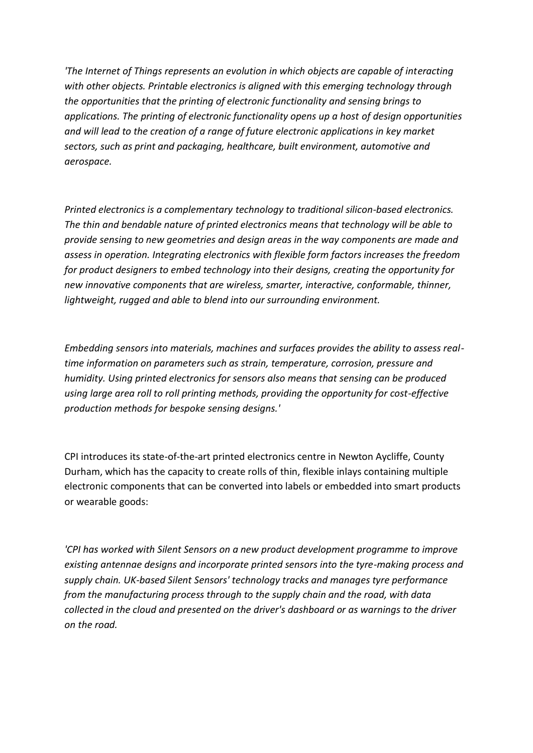*'The Internet of Things represents an evolution in which objects are capable of interacting with other objects. Printable electronics is aligned with this emerging technology through the opportunities that the printing of electronic functionality and sensing brings to applications. The printing of electronic functionality opens up a host of design opportunities and will lead to the creation of a range of future electronic applications in key market sectors, such as print and packaging, healthcare, built environment, automotive and aerospace.*

*Printed electronics is a complementary technology to traditional silicon-based electronics. The thin and bendable nature of printed electronics means that technology will be able to provide sensing to new geometries and design areas in the way components are made and assess in operation. Integrating electronics with flexible form factors increases the freedom for product designers to embed technology into their designs, creating the opportunity for new innovative components that are wireless, smarter, interactive, conformable, thinner, lightweight, rugged and able to blend into our surrounding environment.*

*Embedding sensors into materials, machines and surfaces provides the ability to assess real-time information on parameters such as strain, temperature, corrosion, pressure and humidity. Using printed electronics for sensors also means that sensing can be produced using large area roll to roll printing methods, providing the opportunity for cost-effective production methods for bespoke sensing designs.'*

CPI introduces its state-of-the-art printed electronics centre in Newton Aycliffe, County Durham, which has the capacity to create rolls of thin, flexible inlays containing multiple electronic components that can be converted into labels or embedded into smart products or wearable goods:

*'CPI has worked with Silent Sensors on a new product development programme to improve existing antennae designs and incorporate printed sensors into the tyre-making process and supply chain. UK-based Silent Sensors' technology tracks and manages tyre performance from the manufacturing process through to the supply chain and the road, with data collected in the cloud and presented on the driver's dashboard or as warnings to the driver on the road.*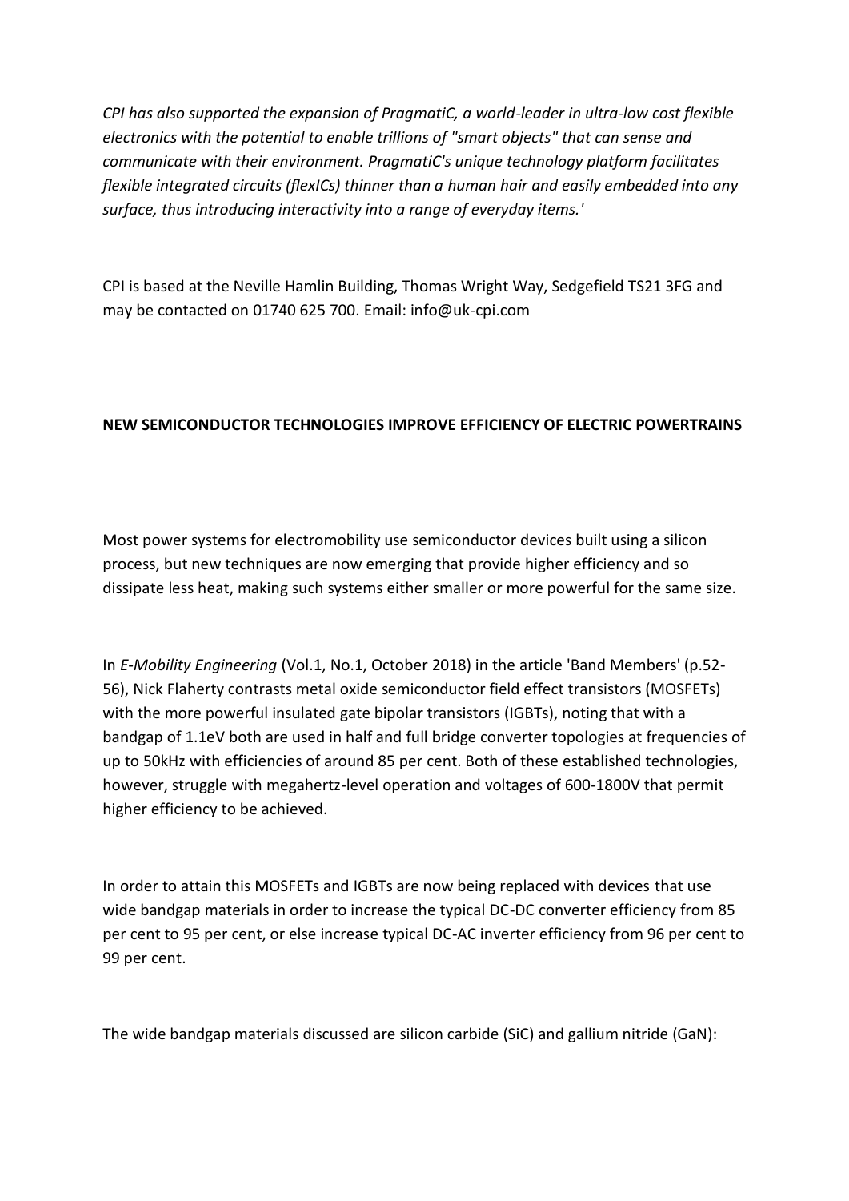*CPI has also supported the expansion of PragmatiC, a world-leader in ultra-low cost flexible electronics with the potential to enable trillions of "smart objects" that can sense and communicate with their environment. PragmatiC's unique technology platform facilitates flexible integrated circuits (flexICs) thinner than a human hair and easily embedded into any surface, thus introducing interactivity into a range of everyday items.'*

CPI is based at the Neville Hamlin Building, Thomas Wright Way, Sedgefield TS21 3FG and may be contacted on 01740 625 700. Email: info@uk-cpi.com

**NEW SEMICONDUCTOR TECHNOLOGIES IMPROVE EFFICIENCY OF ELECTRIC POWERTRAINS**

Most power systems for electromobility use semiconductor devices built using a silicon process, but new techniques are now emerging that provide higher efficiency and so dissipate less heat, making such systems either smaller or more powerful for the same size.

In *E-Mobility Engineering* (Vol.1, No.1, October 2018) in the article 'Band Members' (p.52-56), Nick Flaherty contrasts metal oxide semiconductor field effect transistors (MOSFETs) with the more powerful insulated gate bipolar transistors (IGBTs), noting that with a bandgap of 1.1eV both are used in half and full bridge converter topologies at frequencies of up to 50kHz with efficiencies of around 85 per cent. Both of these established technologies, however, struggle with megahertz-level operation and voltages of 600-1800V that permit higher efficiency to be achieved.

In order to attain this MOSFETs and IGBTs are now being replaced with devices that use wide bandgap materials in order to increase the typical DC-DC converter efficiency from 85 per cent to 95 per cent, or else increase typical DC-AC inverter efficiency from 96 per cent to 99 per cent.

The wide bandgap materials discussed are silicon carbide (SiC) and gallium nitride (GaN):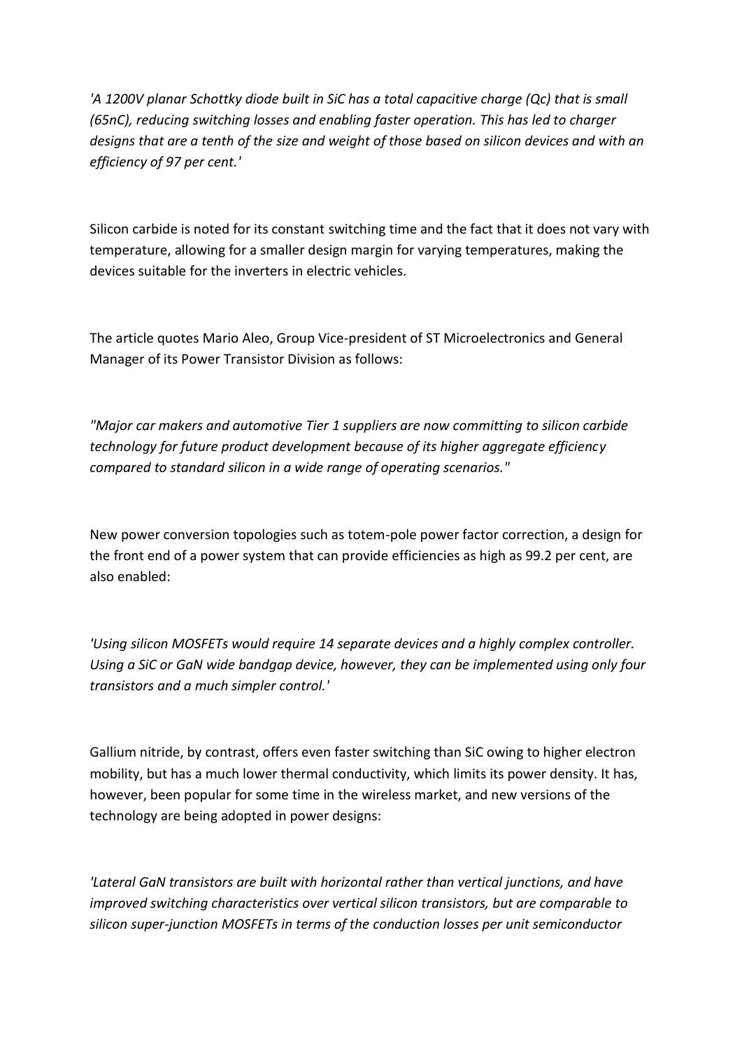*'A 1200V planar Schottky diode built in SiC has a total capacitive charge (Qc) that is small (65nC), reducing switching losses and enabling faster operation. This has led to charger designs that are a tenth of the size and weight of those based on silicon devices and with an efficiency of 97 per cent.'*

Silicon carbide is noted for its constant switching time and the fact that it does not vary with temperature, allowing for a smaller design margin for varying temperatures, making the devices suitable for the inverters in electric vehicles.

The article quotes Mario Aleo, Group Vice-president of ST Microelectronics and General Manager of its Power Transistor Division as follows:

*"Major car makers and automotive Tier 1 suppliers are now committing to silicon carbide technology for future product development because of its higher aggregate efficiency compared to standard silicon in a wide range of operating scenarios."*

New power conversion topologies such as totem-pole power factor correction, a design for the front end of a power system that can provide efficiencies as high as 99.2 per cent, are also enabled:

*'Using silicon MOSFETs would require 14 separate devices and a highly complex controller. Using a SiC or GaN wide bandgap device, however, they can be implemented using only four transistors and a much simpler control.'*

Gallium nitride, by contrast, offers even faster switching than SiC owing to higher electron mobility, but has a much lower thermal conductivity, which limits its power density. It has, however, been popular for some time in the wireless market, and new versions of the technology are being adopted in power designs:

*'Lateral GaN transistors are built with horizontal rather than vertical junctions, and have improved switching characteristics over vertical silicon transistors, but are comparable to silicon super-junction MOSFETs in terms of the conduction losses per unit semiconductor*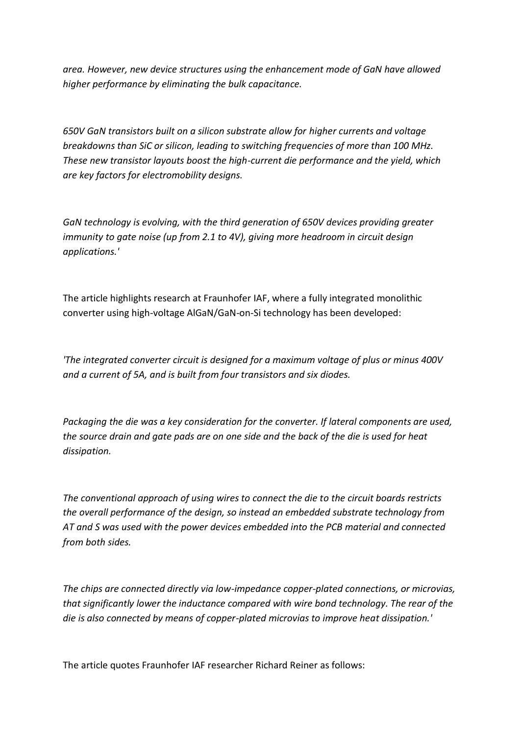*area. However, new device structures using the enhancement mode of GaN have allowed higher performance by eliminating the bulk capacitance.*

*650V GaN transistors built on a silicon substrate allow for higher currents and voltage breakdowns than SiC or silicon, leading to switching frequencies of more than 100 MHz. These new transistor layouts boost the high-current die performance and the yield, which are key factors for electromobility designs.*

*GaN technology is evolving, with the third generation of 650V devices providing greater immunity to gate noise (up from 2.1 to 4V), giving more headroom in circuit design applications.'*

The article highlights research at Fraunhofer IAF, where a fully integrated monolithic converter using high-voltage AlGaN/GaN-on-Si technology has been developed:

*'The integrated converter circuit is designed for a maximum voltage of plus or minus 400V and a current of 5A, and is built from four transistors and six diodes.*

*Packaging the die was a key consideration for the converter. If lateral components are used, the source drain and gate pads are on one side and the back of the die is used for heat dissipation.*

*The conventional approach of using wires to connect the die to the circuit boards restricts the overall performance of the design, so instead an embedded substrate technology from AT and S was used with the power devices embedded into the PCB material and connected from both sides.*

*The chips are connected directly via low-impedance copper-plated connections, or microvias, that significantly lower the inductance compared with wire bond technology. The rear of the die is also connected by means of copper-plated microvias to improve heat dissipation.'*

The article quotes Fraunhofer IAF researcher Richard Reiner as follows: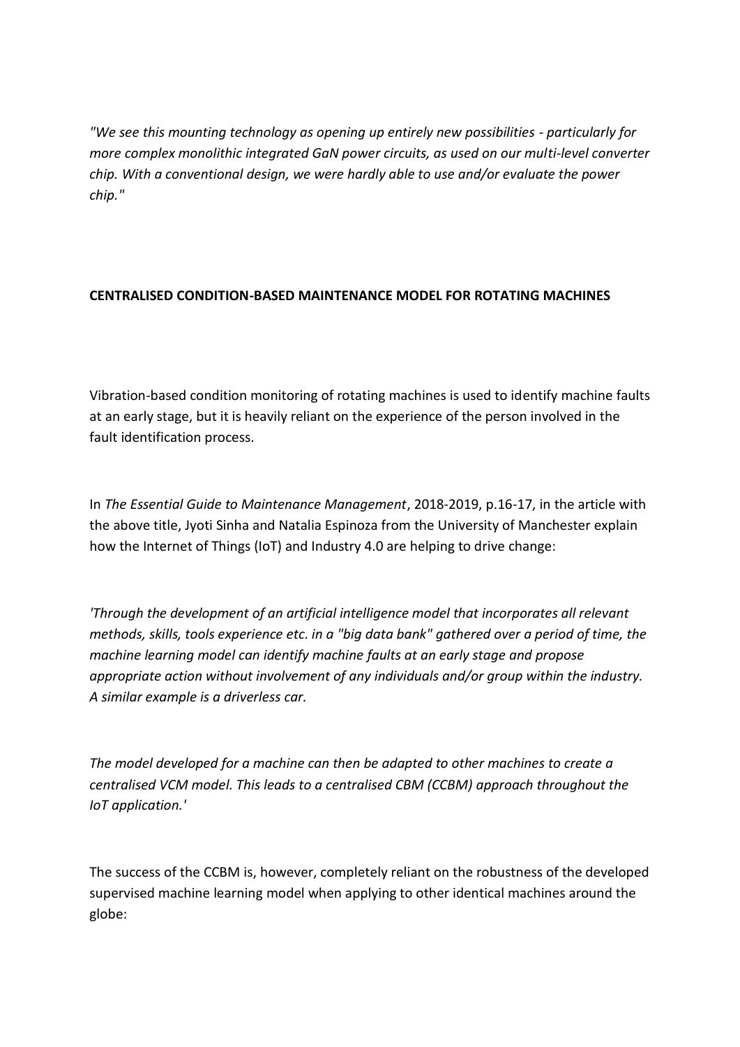*"We see this mounting technology as opening up entirely new possibilities - particularly for more complex monolithic integrated GaN power circuits, as used on our multi-level converter chip. With a conventional design, we were hardly able to use and/or evaluate the power chip."*

**CENTRALISED CONDITION-BASED MAINTENANCE MODEL FOR ROTATING MACHINES**

Vibration-based condition monitoring of rotating machines is used to identify machine faults at an early stage, but it is heavily reliant on the experience of the person involved in the fault identification process.

In *The Essential Guide to Maintenance Management*, 2018-2019, p.16-17, in the article with the above title, Jyoti Sinha and Natalia Espinoza from the University of Manchester explain how the Internet of Things (IoT) and Industry 4.0 are helping to drive change:

*'Through the development of an artificial intelligence model that incorporates all relevant methods, skills, tools experience etc. in a "big data bank" gathered over a period of time, the machine learning model can identify machine faults at an early stage and propose appropriate action without involvement of any individuals and/or group within the industry. A similar example is a driverless car.*

*The model developed for a machine can then be adapted to other machines to create a centralised VCM model. This leads to a centralised CBM (CCBM) approach throughout the IoT application.'*

The success of the CCBM is, however, completely reliant on the robustness of the developed supervised machine learning model when applying to other identical machines around the globe: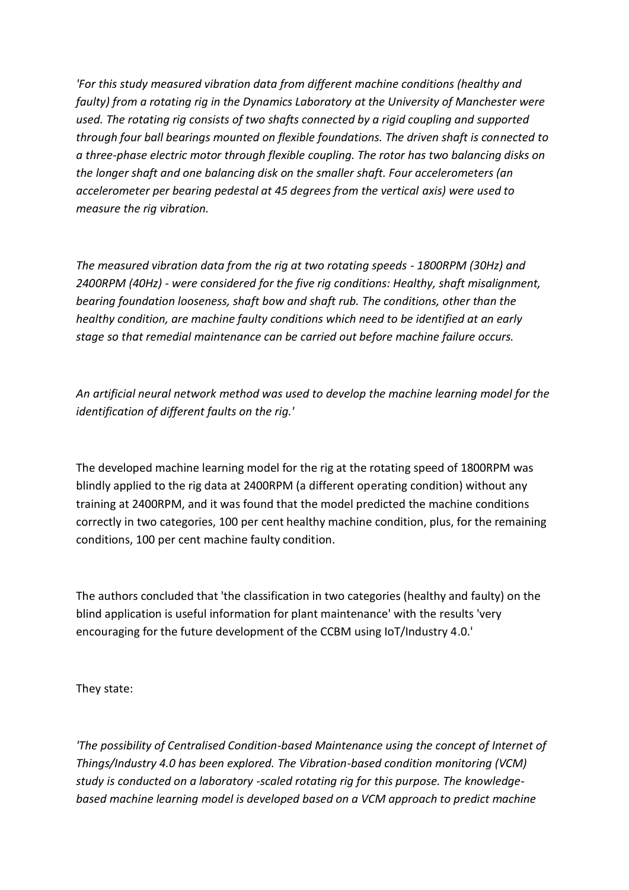*'For this study measured vibration data from different machine conditions (healthy and faulty) from a rotating rig in the Dynamics Laboratory at the University of Manchester were used. The rotating rig consists of two shafts connected by a rigid coupling and supported through four ball bearings mounted on flexible foundations. The driven shaft is connected to a three-phase electric motor through flexible coupling. The rotor has two balancing disks on the longer shaft and one balancing disk on the smaller shaft. Four accelerometers (an accelerometer per bearing pedestal at 45 degrees from the vertical axis) were used to measure the rig vibration.*

*The measured vibration data from the rig at two rotating speeds - 1800RPM (30Hz) and 2400RPM (40Hz) - were considered for the five rig conditions: Healthy, shaft misalignment, bearing foundation looseness, shaft bow and shaft rub. The conditions, other than the healthy condition, are machine faulty conditions which need to be identified at an early stage so that remedial maintenance can be carried out before machine failure occurs.*

*An artificial neural network method was used to develop the machine learning model for the identification of different faults on the rig.'*

The developed machine learning model for the rig at the rotating speed of 1800RPM was blindly applied to the rig data at 2400RPM (a different operating condition) without any training at 2400RPM, and it was found that the model predicted the machine conditions correctly in two categories, 100 per cent healthy machine condition, plus, for the remaining conditions, 100 per cent machine faulty condition.

The authors concluded that 'the classification in two categories (healthy and faulty) on the blind application is useful information for plant maintenance' with the results 'very encouraging for the future development of the CCBM using IoT/Industry 4.0.'

They state:

*'The possibility of Centralised Condition-based Maintenance using the concept of Internet of Things/Industry 4.0 has been explored. The Vibration-based condition monitoring (VCM) study is conducted on a laboratory -scaled rotating rig for this purpose. The knowledge-based machine learning model is developed based on a VCM approach to predict machine*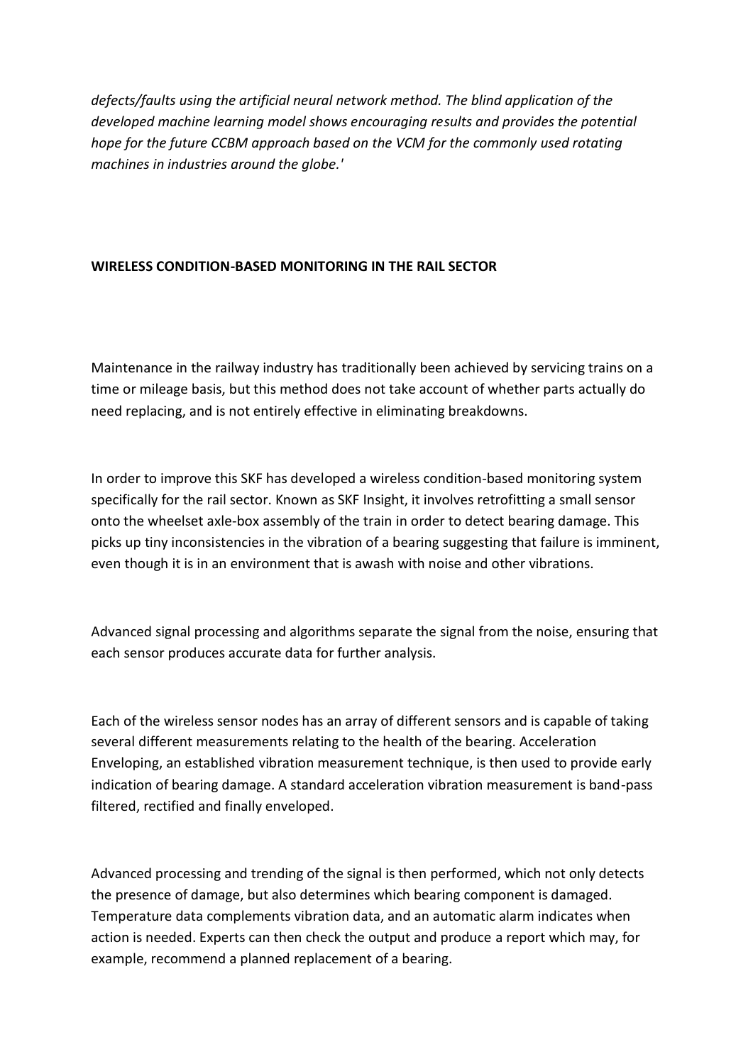*defects/faults using the artificial neural network method. The blind application of the developed machine learning model shows encouraging results and provides the potential hope for the future CCBM approach based on the VCM for the commonly used rotating machines in industries around the globe.'*

**WIRELESS CONDITION-BASED MONITORING IN THE RAIL SECTOR**

Maintenance in the railway industry has traditionally been achieved by servicing trains on a time or mileage basis, but this method does not take account of whether parts actually do need replacing, and is not entirely effective in eliminating breakdowns.

In order to improve this SKF has developed a wireless condition-based monitoring system specifically for the rail sector. Known as SKF Insight, it involves retrofitting a small sensor onto the wheelset axle-box assembly of the train in order to detect bearing damage. This picks up tiny inconsistencies in the vibration of a bearing suggesting that failure is imminent, even though it is in an environment that is awash with noise and other vibrations.

Advanced signal processing and algorithms separate the signal from the noise, ensuring that each sensor produces accurate data for further analysis.

Each of the wireless sensor nodes has an array of different sensors and is capable of taking several different measurements relating to the health of the bearing. Acceleration Enveloping, an established vibration measurement technique, is then used to provide early indication of bearing damage. A standard acceleration vibration measurement is band-pass filtered, rectified and finally enveloped.

Advanced processing and trending of the signal is then performed, which not only detects the presence of damage, but also determines which bearing component is damaged. Temperature data complements vibration data, and an automatic alarm indicates when action is needed. Experts can then check the output and produce a report which may, for example, recommend a planned replacement of a bearing.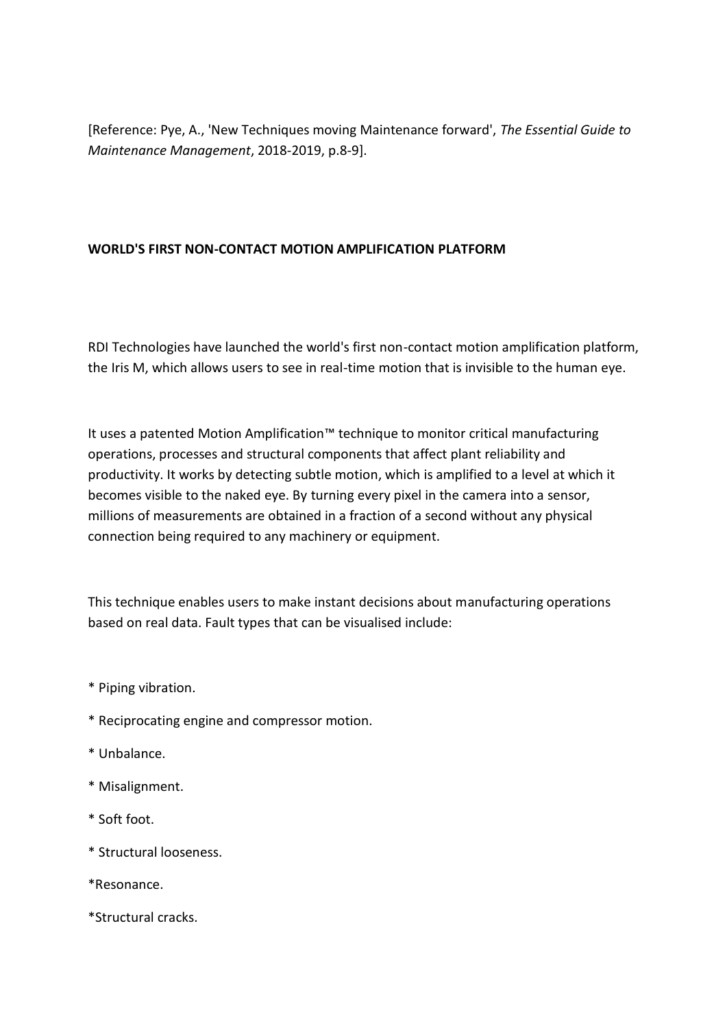[Reference: Pye, A., 'New Techniques moving Maintenance forward', *The Essential Guide to Maintenance Management*, 2018-2019, p.8-9].

**WORLD'S FIRST NON-CONTACT MOTION AMPLIFICATION PLATFORM**

RDI Technologies have launched the world's first non-contact motion amplification platform, the Iris M, which allows users to see in real-time motion that is invisible to the human eye.

It uses a patented Motion Amplification™ technique to monitor critical manufacturing operations, processes and structural components that affect plant reliability and productivity. It works by detecting subtle motion, which is amplified to a level at which it becomes visible to the naked eye. By turning every pixel in the camera into a sensor, millions of measurements are obtained in a fraction of a second without any physical connection being required to any machinery or equipment.

This technique enables users to make instant decisions about manufacturing operations based on real data. Fault types that can be visualised include:

* Piping vibration.
* Reciprocating engine and compressor motion.
* Unbalance.
* Misalignment.
* Soft foot.
* Structural looseness.
* Resonance.
* Structural cracks.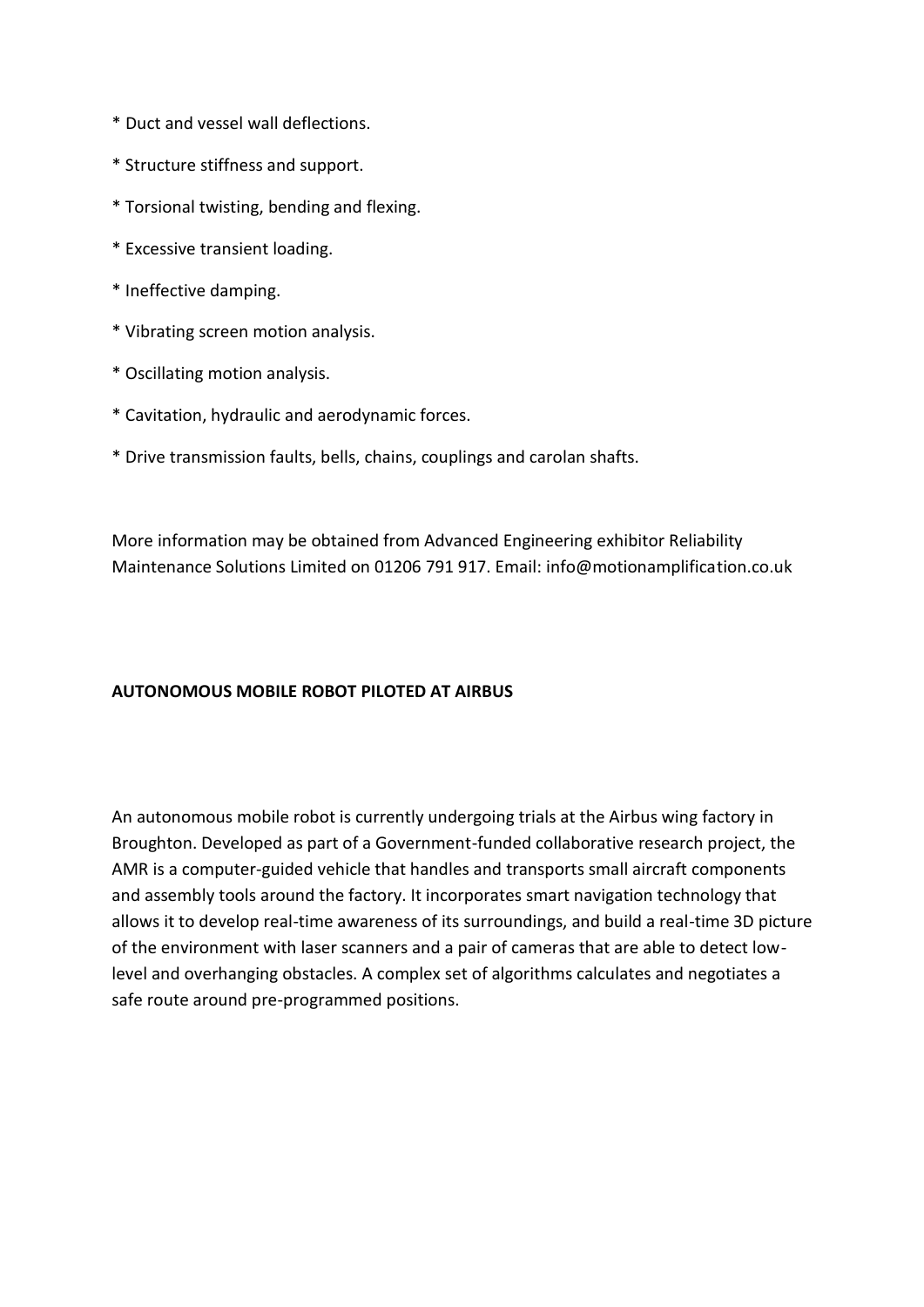* Duct and vessel wall deflections.

* Structure stiffness and support.

* Torsional twisting, bending and flexing.

* Excessive transient loading.

* Ineffective damping.

* Vibrating screen motion analysis.

* Oscillating motion analysis.

* Cavitation, hydraulic and aerodynamic forces.

* Drive transmission faults, bells, chains, couplings and carolan shafts.

More information may be obtained from Advanced Engineering exhibitor Reliability Maintenance Solutions Limited on 01206 791 917. Email: info@motionamplification.co.uk

**AUTONOMOUS MOBILE ROBOT PILOTED AT AIRBUS**

An autonomous mobile robot is currently undergoing trials at the Airbus wing factory in Broughton. Developed as part of a Government-funded collaborative research project, the AMR is a computer-guided vehicle that handles and transports small aircraft components and assembly tools around the factory. It incorporates smart navigation technology that allows it to develop real-time awareness of its surroundings, and build a real-time 3D picture of the environment with laser scanners and a pair of cameras that are able to detect low-level and overhanging obstacles. A complex set of algorithms calculates and negotiates a safe route around pre-programmed positions.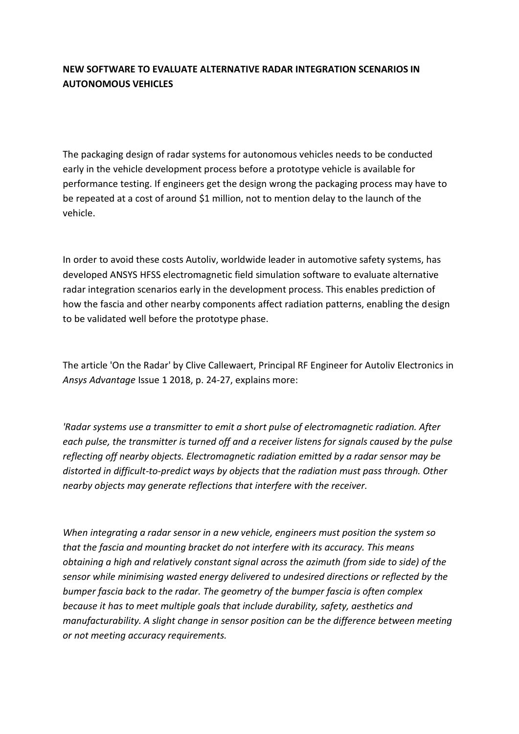**NEW SOFTWARE TO EVALUATE ALTERNATIVE RADAR INTEGRATION SCENARIOS IN AUTONOMOUS VEHICLES**

The packaging design of radar systems for autonomous vehicles needs to be conducted early in the vehicle development process before a prototype vehicle is available for performance testing. If engineers get the design wrong the packaging process may have to be repeated at a cost of around $1 million, not to mention delay to the launch of the vehicle.

In order to avoid these costs Autoliv, worldwide leader in automotive safety systems, has developed ANSYS HFSS electromagnetic field simulation software to evaluate alternative radar integration scenarios early in the development process. This enables prediction of how the fascia and other nearby components affect radiation patterns, enabling the design to be validated well before the prototype phase.

The article 'On the Radar' by Clive Callewaert, Principal RF Engineer for Autoliv Electronics in *Ansys Advantage* Issue 1 2018, p. 24-27, explains more:

*'Radar systems use a transmitter to emit a short pulse of electromagnetic radiation. After each pulse, the transmitter is turned off and a receiver listens for signals caused by the pulse reflecting off nearby objects. Electromagnetic radiation emitted by a radar sensor may be distorted in difficult-to-predict ways by objects that the radiation must pass through. Other nearby objects may generate reflections that interfere with the receiver.*

*When integrating a radar sensor in a new vehicle, engineers must position the system so that the fascia and mounting bracket do not interfere with its accuracy. This means obtaining a high and relatively constant signal across the azimuth (from side to side) of the sensor while minimising wasted energy delivered to undesired directions or reflected by the bumper fascia back to the radar. The geometry of the bumper fascia is often complex because it has to meet multiple goals that include durability, safety, aesthetics and manufacturability. A slight change in sensor position can be the difference between meeting or not meeting accuracy requirements.*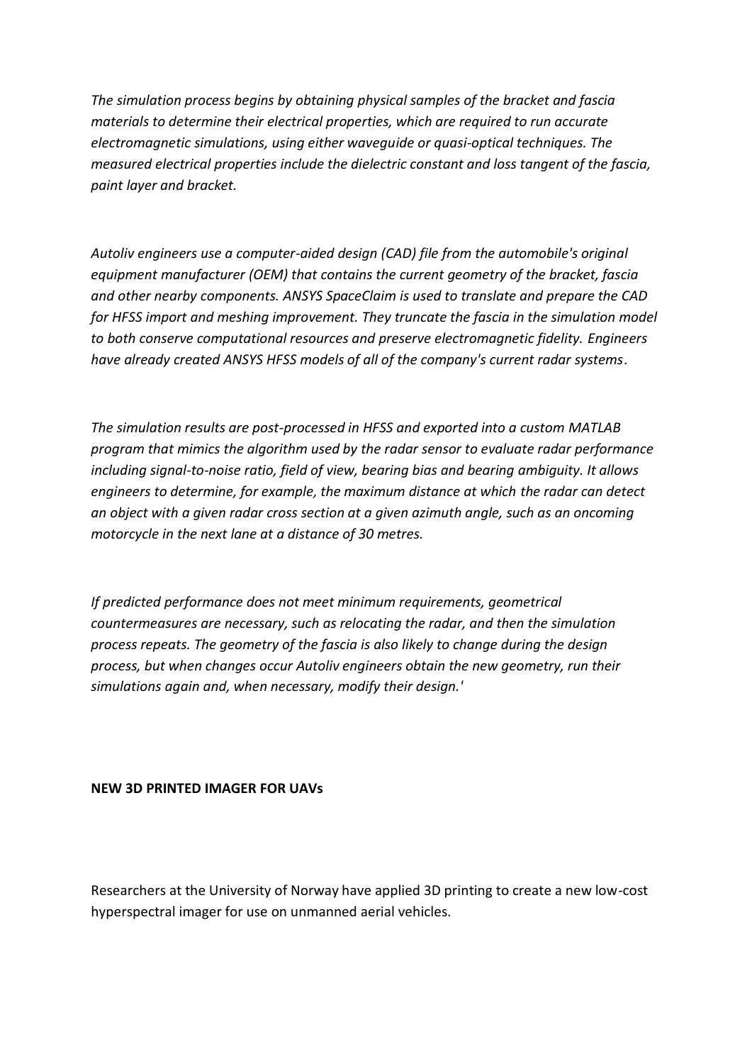*The simulation process begins by obtaining physical samples of the bracket and fascia materials to determine their electrical properties, which are required to run accurate electromagnetic simulations, using either waveguide or quasi-optical techniques. The measured electrical properties include the dielectric constant and loss tangent of the fascia, paint layer and bracket.*

*Autoliv engineers use a computer-aided design (CAD) file from the automobile's original equipment manufacturer (OEM) that contains the current geometry of the bracket, fascia and other nearby components. ANSYS SpaceClaim is used to translate and prepare the CAD for HFSS import and meshing improvement. They truncate the fascia in the simulation model to both conserve computational resources and preserve electromagnetic fidelity. Engineers have already created ANSYS HFSS models of all of the company's current radar systems*.

*The simulation results are post-processed in HFSS and exported into a custom MATLAB program that mimics the algorithm used by the radar sensor to evaluate radar performance including signal-to-noise ratio, field of view, bearing bias and bearing ambiguity. It allows engineers to determine, for example, the maximum distance at which the radar can detect an object with a given radar cross section at a given azimuth angle, such as an oncoming motorcycle in the next lane at a distance of 30 metres.*

*If predicted performance does not meet minimum requirements, geometrical countermeasures are necessary, such as relocating the radar, and then the simulation process repeats. The geometry of the fascia is also likely to change during the design process, but when changes occur Autoliv engineers obtain the new geometry, run their simulations again and, when necessary, modify their design.'*

**NEW 3D PRINTED IMAGER FOR UAVs**

Researchers at the University of Norway have applied 3D printing to create a new low-cost hyperspectral imager for use on unmanned aerial vehicles.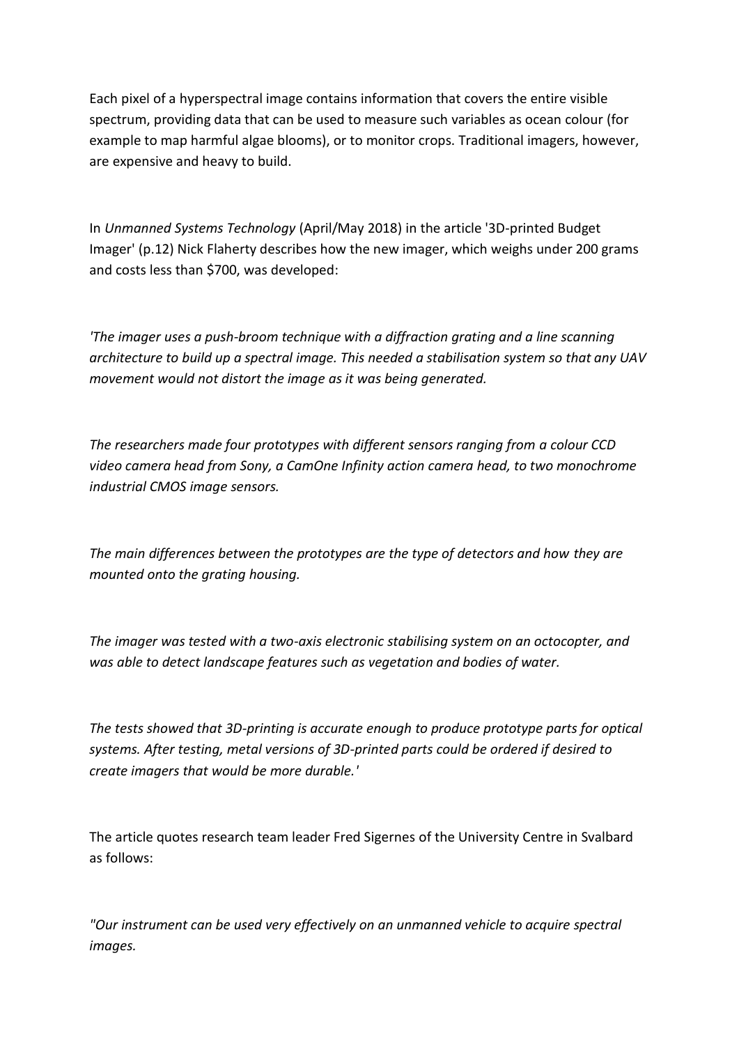Each pixel of a hyperspectral image contains information that covers the entire visible spectrum, providing data that can be used to measure such variables as ocean colour (for example to map harmful algae blooms), or to monitor crops. Traditional imagers, however, are expensive and heavy to build.

In *Unmanned Systems Technology* (April/May 2018) in the article '3D-printed Budget Imager' (p.12) Nick Flaherty describes how the new imager, which weighs under 200 grams and costs less than $700, was developed:

*'The imager uses a push-broom technique with a diffraction grating and a line scanning architecture to build up a spectral image. This needed a stabilisation system so that any UAV movement would not distort the image as it was being generated.*

*The researchers made four prototypes with different sensors ranging from a colour CCD video camera head from Sony, a CamOne Infinity action camera head, to two monochrome industrial CMOS image sensors.*

*The main differences between the prototypes are the type of detectors and how they are mounted onto the grating housing.*

*The imager was tested with a two-axis electronic stabilising system on an octocopter, and was able to detect landscape features such as vegetation and bodies of water.*

*The tests showed that 3D-printing is accurate enough to produce prototype parts for optical systems. After testing, metal versions of 3D-printed parts could be ordered if desired to create imagers that would be more durable.'*

The article quotes research team leader Fred Sigernes of the University Centre in Svalbard as follows:

*"Our instrument can be used very effectively on an unmanned vehicle to acquire spectral images.*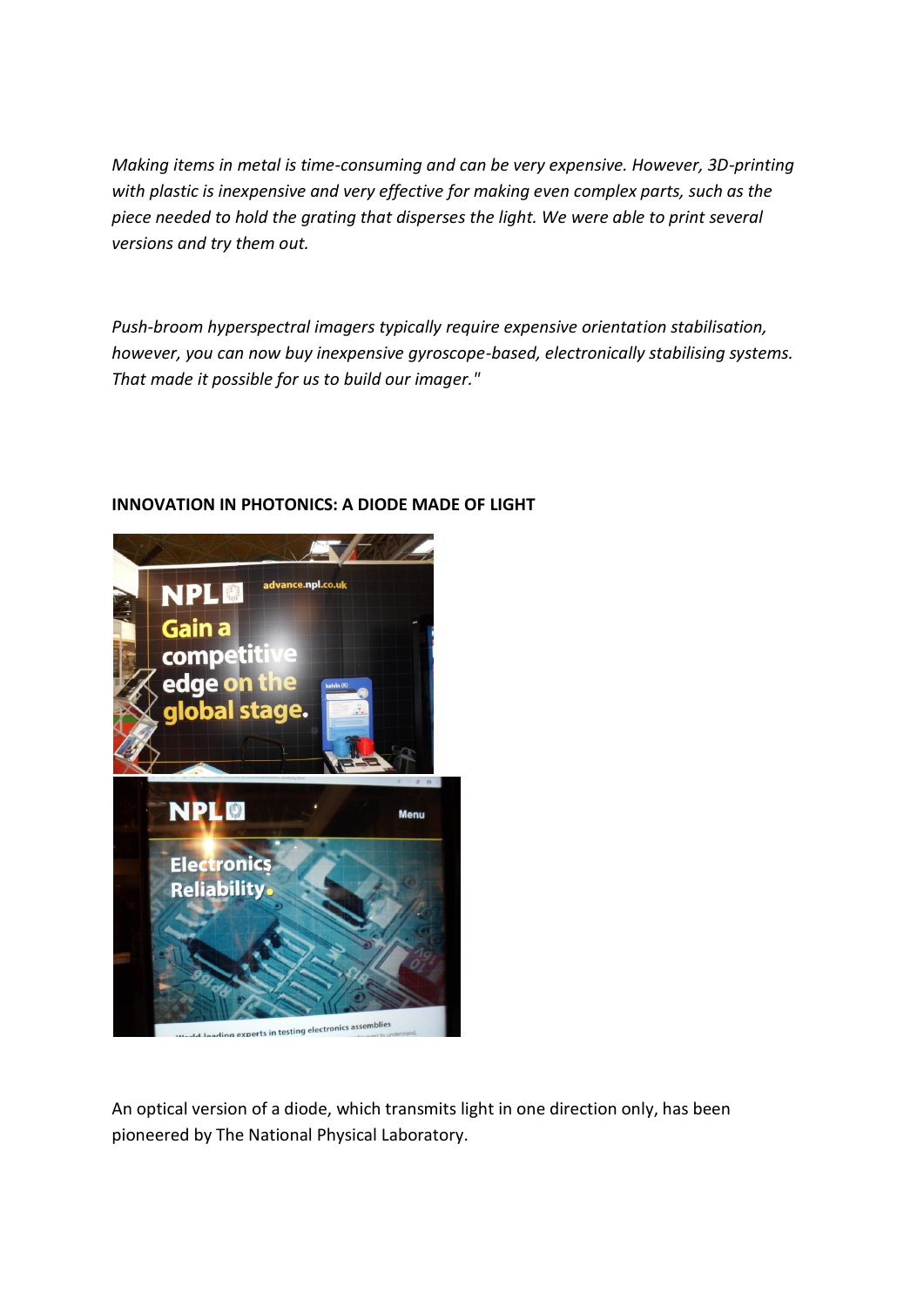*Making items in metal is time-consuming and can be very expensive. However, 3D-printing with plastic is inexpensive and very effective for making even complex parts, such as the piece needed to hold the grating that disperses the light. We were able to print several versions and try them out.*

*Push-broom hyperspectral imagers typically require expensive orientation stabilisation, however, you can now buy inexpensive gyroscope-based, electronically stabilising systems. That made it possible for us to build our imager."*

**INNOVATION IN PHOTONICS: A DIODE MADE OF LIGHT**

An optical version of a diode, which transmits light in one direction only, has been pioneered by The National Physical Laboratory.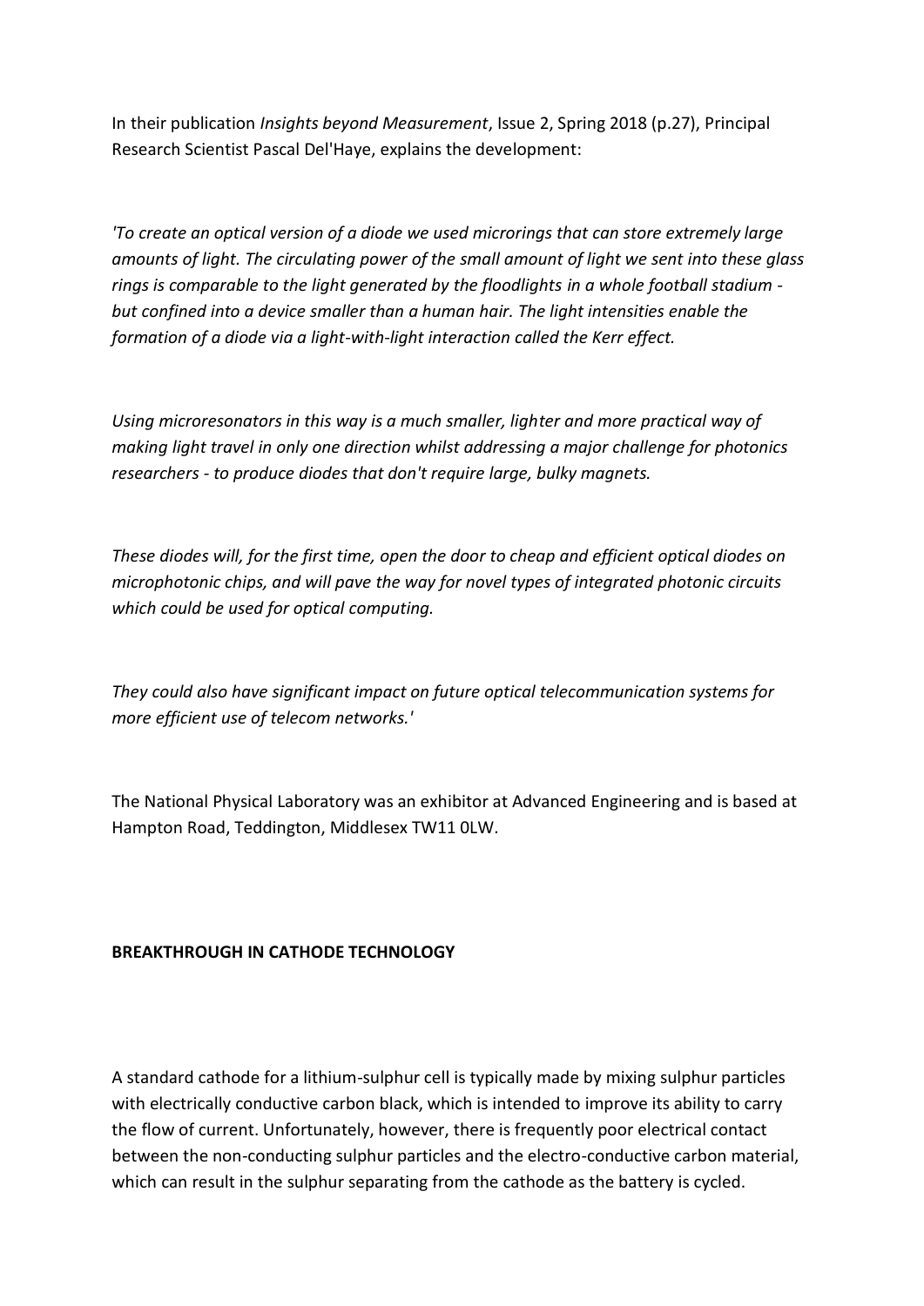In their publication *Insights beyond Measurement*, Issue 2, Spring 2018 (p.27), Principal Research Scientist Pascal Del'Haye, explains the development:

*'To create an optical version of a diode we used microrings that can store extremely large amounts of light. The circulating power of the small amount of light we sent into these glass rings is comparable to the light generated by the floodlights in a whole football stadium - but confined into a device smaller than a human hair. The light intensities enable the formation of a diode via a light-with-light interaction called the Kerr effect.*

*Using microresonators in this way is a much smaller, lighter and more practical way of making light travel in only one direction whilst addressing a major challenge for photonics researchers - to produce diodes that don't require large, bulky magnets.*

*These diodes will, for the first time, open the door to cheap and efficient optical diodes on microphotonic chips, and will pave the way for novel types of integrated photonic circuits which could be used for optical computing.*

*They could also have significant impact on future optical telecommunication systems for more efficient use of telecom networks.'*

The National Physical Laboratory was an exhibitor at Advanced Engineering and is based at Hampton Road, Teddington, Middlesex TW11 0LW.

**BREAKTHROUGH IN CATHODE TECHNOLOGY**

A standard cathode for a lithium-sulphur cell is typically made by mixing sulphur particles with electrically conductive carbon black, which is intended to improve its ability to carry the flow of current. Unfortunately, however, there is frequently poor electrical contact between the non-conducting sulphur particles and the electro-conductive carbon material, which can result in the sulphur separating from the cathode as the battery is cycled.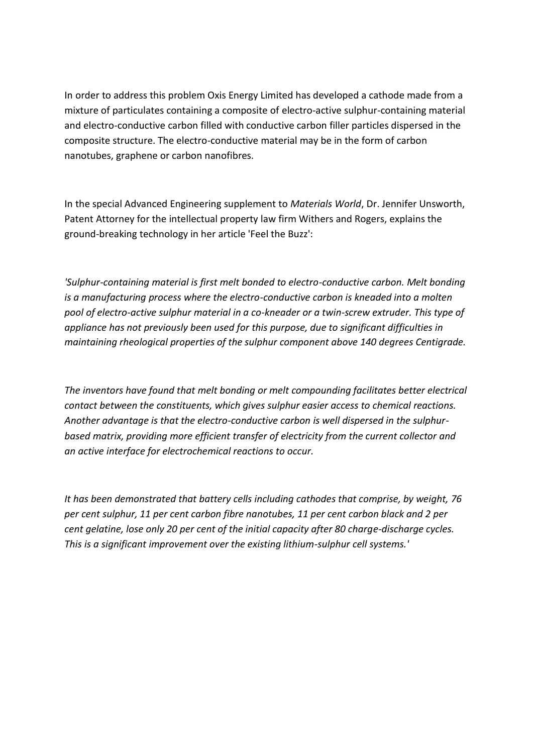In order to address this problem Oxis Energy Limited has developed a cathode made from a mixture of particulates containing a composite of electro-active sulphur-containing material and electro-conductive carbon filled with conductive carbon filler particles dispersed in the composite structure. The electro-conductive material may be in the form of carbon nanotubes, graphene or carbon nanofibres.

In the special Advanced Engineering supplement to *Materials World*, Dr. Jennifer Unsworth, Patent Attorney for the intellectual property law firm Withers and Rogers, explains the ground-breaking technology in her article 'Feel the Buzz':

*'Sulphur-containing material is first melt bonded to electro-conductive carbon. Melt bonding is a manufacturing process where the electro-conductive carbon is kneaded into a molten pool of electro-active sulphur material in a co-kneader or a twin-screw extruder. This type of appliance has not previously been used for this purpose, due to significant difficulties in maintaining rheological properties of the sulphur component above 140 degrees Centigrade.*

*The inventors have found that melt bonding or melt compounding facilitates better electrical contact between the constituents, which gives sulphur easier access to chemical reactions. Another advantage is that the electro-conductive carbon is well dispersed in the sulphur-based matrix, providing more efficient transfer of electricity from the current collector and an active interface for electrochemical reactions to occur.*

*It has been demonstrated that battery cells including cathodes that comprise, by weight, 76 per cent sulphur, 11 per cent carbon fibre nanotubes, 11 per cent carbon black and 2 per cent gelatine, lose only 20 per cent of the initial capacity after 80 charge-discharge cycles. This is a significant improvement over the existing lithium-sulphur cell systems.'*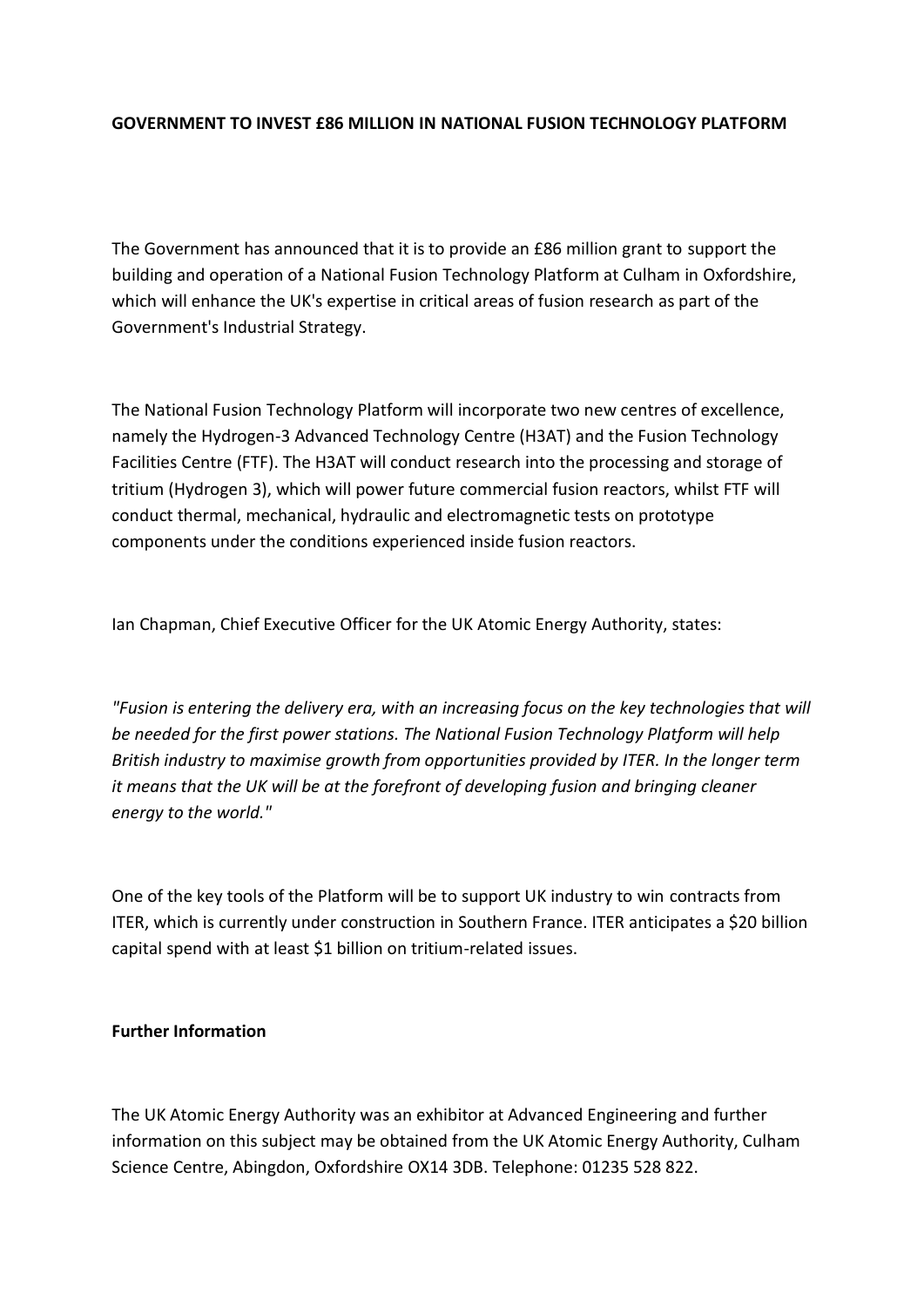**GOVERNMENT TO INVEST £86 MILLION IN NATIONAL FUSION TECHNOLOGY PLATFORM**

The Government has announced that it is to provide an £86 million grant to support the building and operation of a National Fusion Technology Platform at Culham in Oxfordshire, which will enhance the UK's expertise in critical areas of fusion research as part of the Government's Industrial Strategy.

The National Fusion Technology Platform will incorporate two new centres of excellence, namely the Hydrogen-3 Advanced Technology Centre (H3AT) and the Fusion Technology Facilities Centre (FTF). The H3AT will conduct research into the processing and storage of tritium (Hydrogen 3), which will power future commercial fusion reactors, whilst FTF will conduct thermal, mechanical, hydraulic and electromagnetic tests on prototype components under the conditions experienced inside fusion reactors.

Ian Chapman, Chief Executive Officer for the UK Atomic Energy Authority, states:

*"Fusion is entering the delivery era, with an increasing focus on the key technologies that will be needed for the first power stations. The National Fusion Technology Platform will help British industry to maximise growth from opportunities provided by ITER. In the longer term it means that the UK will be at the forefront of developing fusion and bringing cleaner energy to the world."*

One of the key tools of the Platform will be to support UK industry to win contracts from ITER, which is currently under construction in Southern France. ITER anticipates a $20 billion capital spend with at least $1 billion on tritium-related issues.

**Further Information**

The UK Atomic Energy Authority was an exhibitor at Advanced Engineering and further information on this subject may be obtained from the UK Atomic Energy Authority, Culham Science Centre, Abingdon, Oxfordshire OX14 3DB. Telephone: 01235 528 822.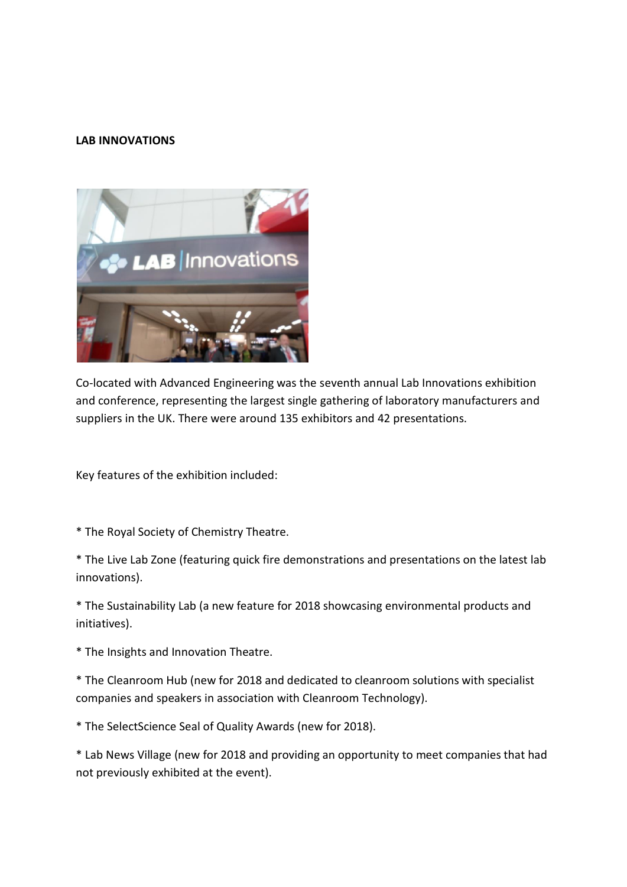**LAB INNOVATIONS**

Co-located with Advanced Engineering was the seventh annual Lab Innovations exhibition and conference, representing the largest single gathering of laboratory manufacturers and suppliers in the UK. There were around 135 exhibitors and 42 presentations.

Key features of the exhibition included:

* The Royal Society of Chemistry Theatre.

* The Live Lab Zone (featuring quick fire demonstrations and presentations on the latest lab innovations).

* The Sustainability Lab (a new feature for 2018 showcasing environmental products and initiatives).

* The Insights and Innovation Theatre.

* The Cleanroom Hub (new for 2018 and dedicated to cleanroom solutions with specialist companies and speakers in association with Cleanroom Technology).

* The SelectScience Seal of Quality Awards (new for 2018).

* Lab News Village (new for 2018 and providing an opportunity to meet companies that had not previously exhibited at the event).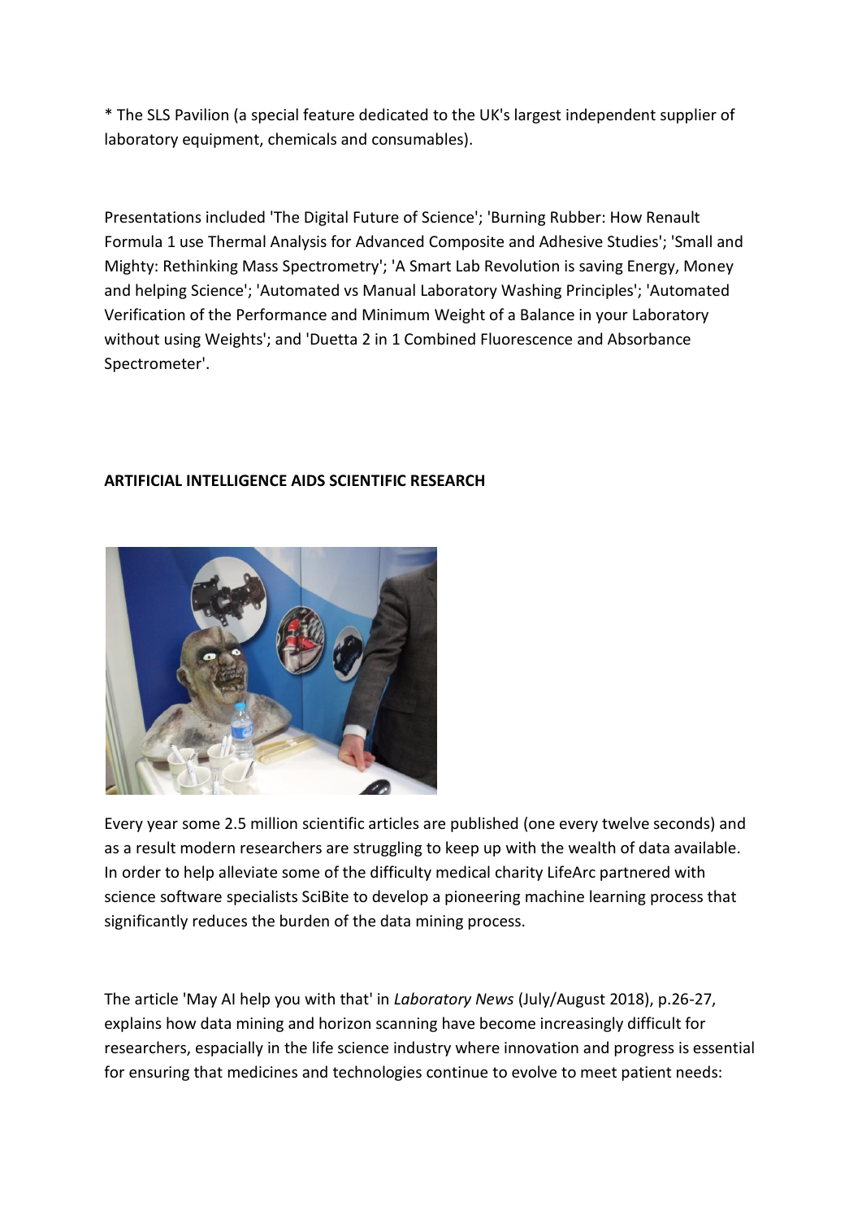* The SLS Pavilion (a special feature dedicated to the UK's largest independent supplier of laboratory equipment, chemicals and consumables).

Presentations included 'The Digital Future of Science'; 'Burning Rubber: How Renault Formula 1 use Thermal Analysis for Advanced Composite and Adhesive Studies'; 'Small and Mighty: Rethinking Mass Spectrometry'; 'A Smart Lab Revolution is saving Energy, Money and helping Science'; 'Automated vs Manual Laboratory Washing Principles'; 'Automated Verification of the Performance and Minimum Weight of a Balance in your Laboratory without using Weights'; and 'Duetta 2 in 1 Combined Fluorescence and Absorbance Spectrometer'.

**ARTIFICIAL INTELLIGENCE AIDS SCIENTIFIC RESEARCH**

Every year some 2.5 million scientific articles are published (one every twelve seconds) and as a result modern researchers are struggling to keep up with the wealth of data available. In order to help alleviate some of the difficulty medical charity LifeArc partnered with science software specialists SciBite to develop a pioneering machine learning process that significantly reduces the burden of the data mining process.

The article 'May AI help you with that' in *Laboratory News* (July/August 2018), p.26-27, explains how data mining and horizon scanning have become increasingly difficult for researchers, espacially in the life science industry where innovation and progress is essential for ensuring that medicines and technologies continue to evolve to meet patient needs: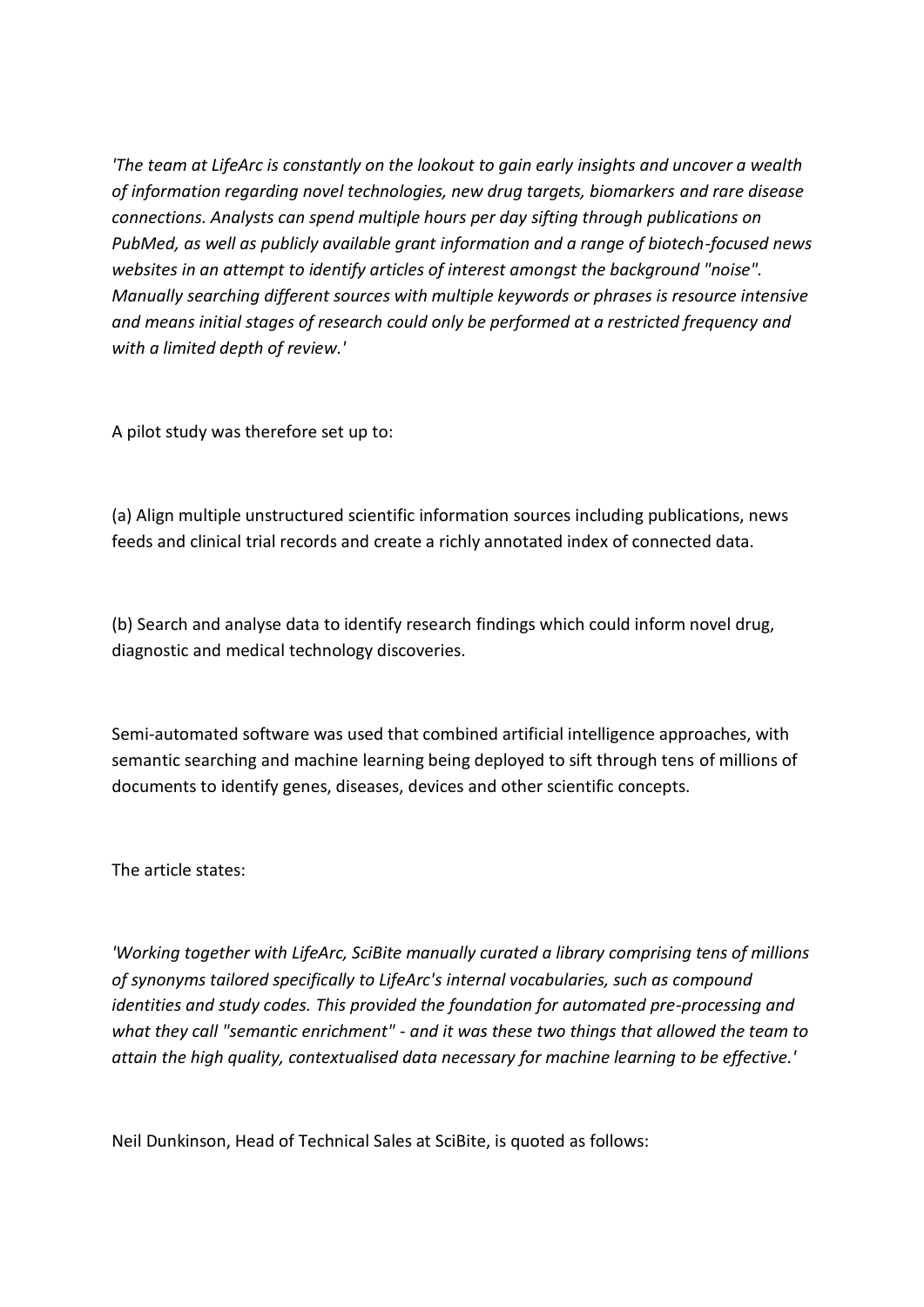*'The team at LifeArc is constantly on the lookout to gain early insights and uncover a wealth of information regarding novel technologies, new drug targets, biomarkers and rare disease connections. Analysts can spend multiple hours per day sifting through publications on PubMed, as well as publicly available grant information and a range of biotech-focused news websites in an attempt to identify articles of interest amongst the background "noise". Manually searching different sources with multiple keywords or phrases is resource intensive and means initial stages of research could only be performed at a restricted frequency and with a limited depth of review.'*

A pilot study was therefore set up to:

(a) Align multiple unstructured scientific information sources including publications, news feeds and clinical trial records and create a richly annotated index of connected data.

(b) Search and analyse data to identify research findings which could inform novel drug, diagnostic and medical technology discoveries.

Semi-automated software was used that combined artificial intelligence approaches, with semantic searching and machine learning being deployed to sift through tens of millions of documents to identify genes, diseases, devices and other scientific concepts.

The article states:

*'Working together with LifeArc, SciBite manually curated a library comprising tens of millions of synonyms tailored specifically to LifeArc's internal vocabularies, such as compound identities and study codes. This provided the foundation for automated pre-processing and what they call "semantic enrichment" - and it was these two things that allowed the team to attain the high quality, contextualised data necessary for machine learning to be effective.'*

Neil Dunkinson, Head of Technical Sales at SciBite, is quoted as follows: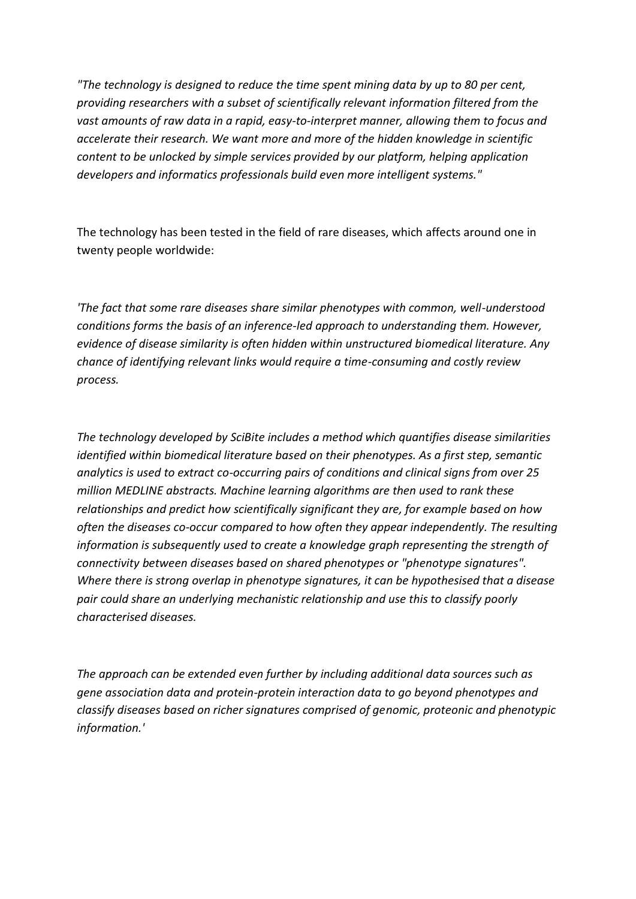*"The technology is designed to reduce the time spent mining data by up to 80 per cent, providing researchers with a subset of scientifically relevant information filtered from the vast amounts of raw data in a rapid, easy-to-interpret manner, allowing them to focus and accelerate their research. We want more and more of the hidden knowledge in scientific content to be unlocked by simple services provided by our platform, helping application developers and informatics professionals build even more intelligent systems."*

The technology has been tested in the field of rare diseases, which affects around one in twenty people worldwide:

*'The fact that some rare diseases share similar phenotypes with common, well-understood conditions forms the basis of an inference-led approach to understanding them. However, evidence of disease similarity is often hidden within unstructured biomedical literature. Any chance of identifying relevant links would require a time-consuming and costly review process.*

*The technology developed by SciBite includes a method which quantifies disease similarities identified within biomedical literature based on their phenotypes. As a first step, semantic analytics is used to extract co-occurring pairs of conditions and clinical signs from over 25 million MEDLINE abstracts. Machine learning algorithms are then used to rank these relationships and predict how scientifically significant they are, for example based on how often the diseases co-occur compared to how often they appear independently. The resulting information is subsequently used to create a knowledge graph representing the strength of connectivity between diseases based on shared phenotypes or "phenotype signatures". Where there is strong overlap in phenotype signatures, it can be hypothesised that a disease pair could share an underlying mechanistic relationship and use this to classify poorly characterised diseases.*

*The approach can be extended even further by including additional data sources such as gene association data and protein-protein interaction data to go beyond phenotypes and classify diseases based on richer signatures comprised of genomic, proteonic and phenotypic information.'*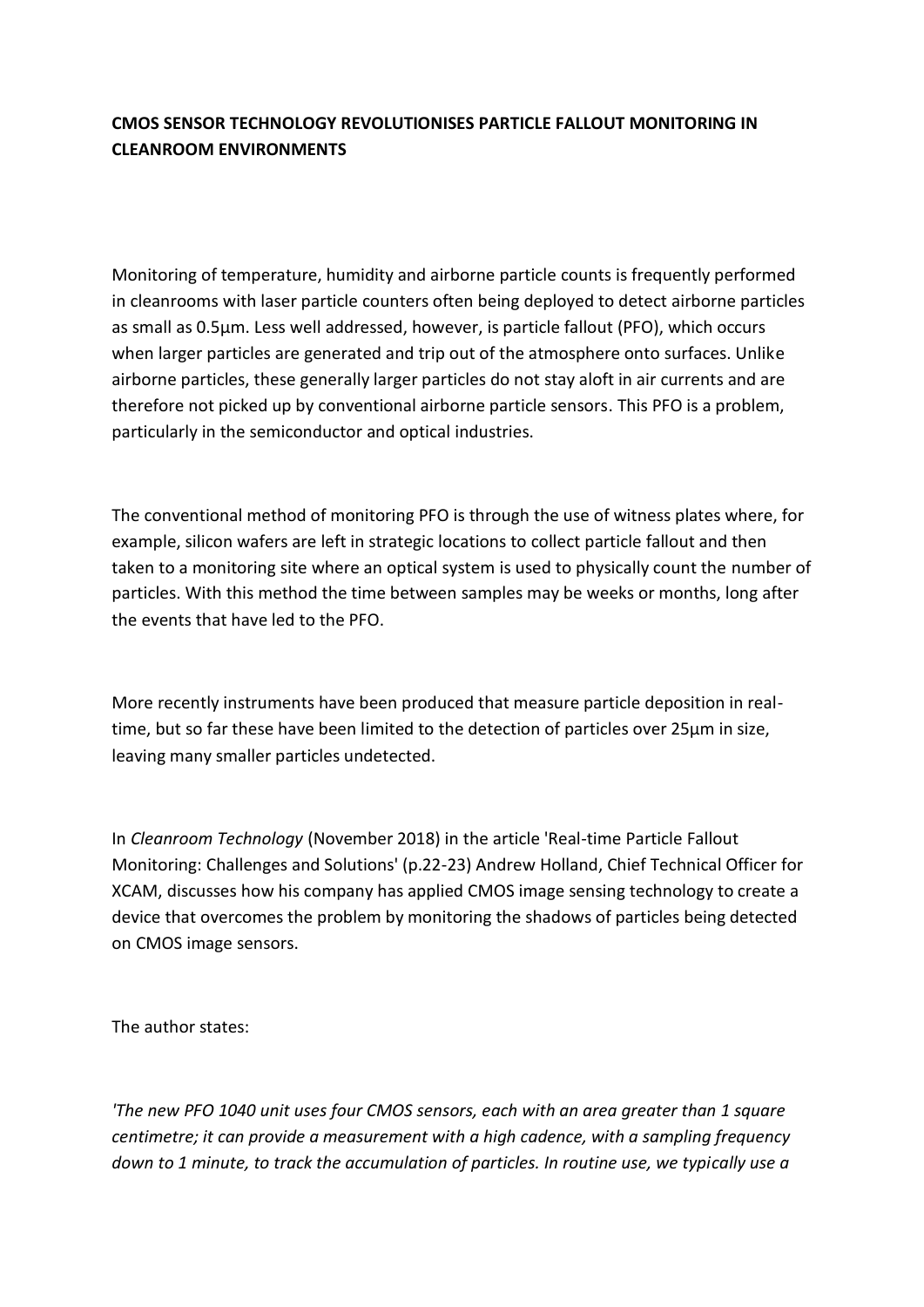**CMOS SENSOR TECHNOLOGY REVOLUTIONISES PARTICLE FALLOUT MONITORING IN CLEANROOM ENVIRONMENTS**

Monitoring of temperature, humidity and airborne particle counts is frequently performed in cleanrooms with laser particle counters often being deployed to detect airborne particles as small as 0.5µm. Less well addressed, however, is particle fallout (PFO), which occurs when larger particles are generated and trip out of the atmosphere onto surfaces. Unlike airborne particles, these generally larger particles do not stay aloft in air currents and are therefore not picked up by conventional airborne particle sensors. This PFO is a problem, particularly in the semiconductor and optical industries.

The conventional method of monitoring PFO is through the use of witness plates where, for example, silicon wafers are left in strategic locations to collect particle fallout and then taken to a monitoring site where an optical system is used to physically count the number of particles. With this method the time between samples may be weeks or months, long after the events that have led to the PFO.

More recently instruments have been produced that measure particle deposition in real-time, but so far these have been limited to the detection of particles over 25µm in size, leaving many smaller particles undetected.

In *Cleanroom Technology* (November 2018) in the article 'Real-time Particle Fallout Monitoring: Challenges and Solutions' (p.22-23) Andrew Holland, Chief Technical Officer for XCAM, discusses how his company has applied CMOS image sensing technology to create a device that overcomes the problem by monitoring the shadows of particles being detected on CMOS image sensors.

The author states:

*'The new PFO 1040 unit uses four CMOS sensors, each with an area greater than 1 square centimetre; it can provide a measurement with a high cadence, with a sampling frequency down to 1 minute, to track the accumulation of particles. In routine use, we typically use a*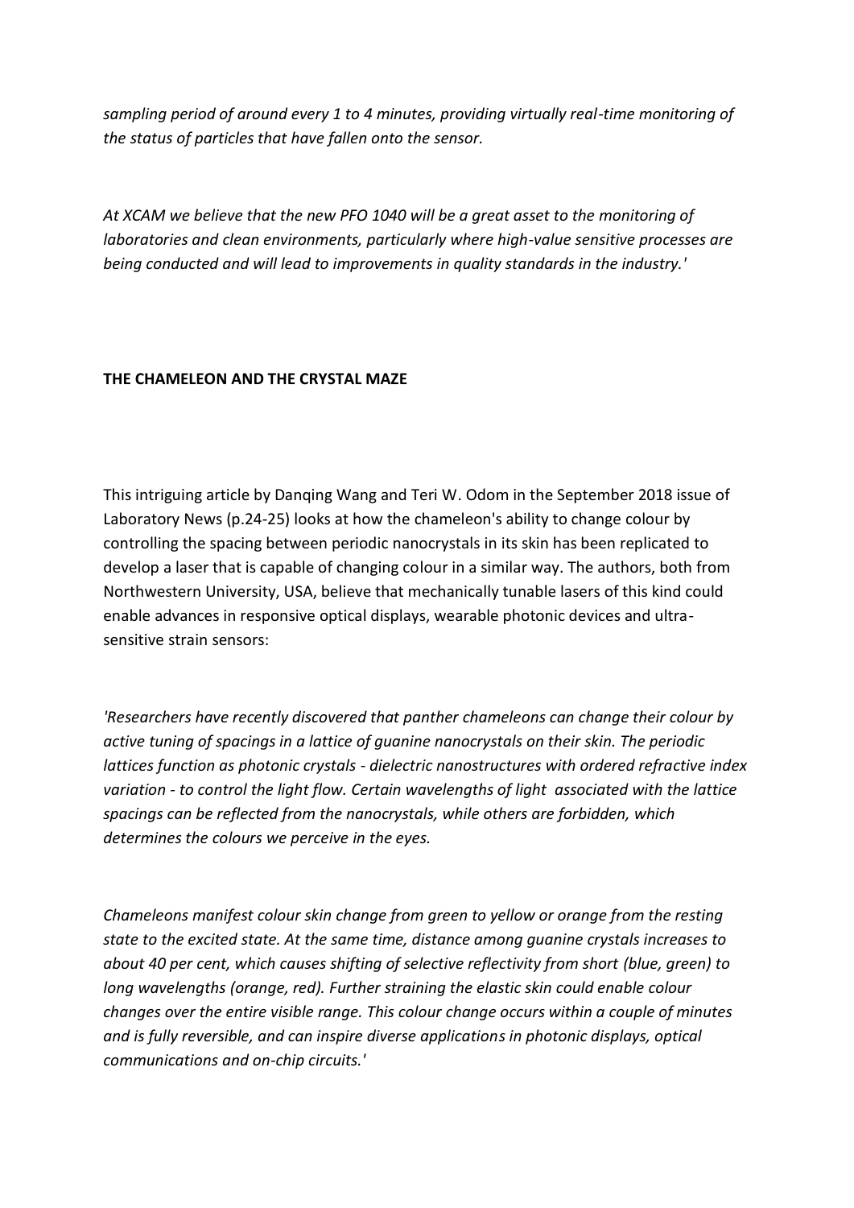*sampling period of around every 1 to 4 minutes, providing virtually real-time monitoring of the status of particles that have fallen onto the sensor.*

*At XCAM we believe that the new PFO 1040 will be a great asset to the monitoring of laboratories and clean environments, particularly where high-value sensitive processes are being conducted and will lead to improvements in quality standards in the industry.'*

**THE CHAMELEON AND THE CRYSTAL MAZE**

This intriguing article by Danqing Wang and Teri W. Odom in the September 2018 issue of Laboratory News (p.24-25) looks at how the chameleon's ability to change colour by controlling the spacing between periodic nanocrystals in its skin has been replicated to develop a laser that is capable of changing colour in a similar way. The authors, both from Northwestern University, USA, believe that mechanically tunable lasers of this kind could enable advances in responsive optical displays, wearable photonic devices and ultra-sensitive strain sensors:

*'Researchers have recently discovered that panther chameleons can change their colour by active tuning of spacings in a lattice of guanine nanocrystals on their skin. The periodic lattices function as photonic crystals - dielectric nanostructures with ordered refractive index variation - to control the light flow. Certain wavelengths of light associated with the lattice spacings can be reflected from the nanocrystals, while others are forbidden, which determines the colours we perceive in the eyes.*

*Chameleons manifest colour skin change from green to yellow or orange from the resting state to the excited state. At the same time, distance among guanine crystals increases to about 40 per cent, which causes shifting of selective reflectivity from short (blue, green) to long wavelengths (orange, red). Further straining the elastic skin could enable colour changes over the entire visible range. This colour change occurs within a couple of minutes and is fully reversible, and can inspire diverse applications in photonic displays, optical communications and on-chip circuits.'*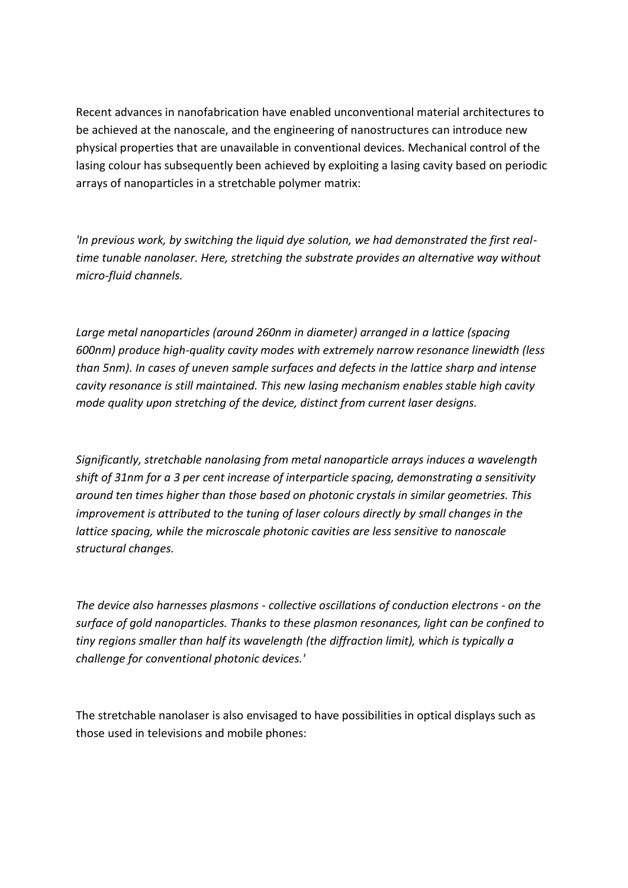Recent advances in nanofabrication have enabled unconventional material architectures to be achieved at the nanoscale, and the engineering of nanostructures can introduce new physical properties that are unavailable in conventional devices. Mechanical control of the lasing colour has subsequently been achieved by exploiting a lasing cavity based on periodic arrays of nanoparticles in a stretchable polymer matrix:

*'In previous work, by switching the liquid dye solution, we had demonstrated the first real-time tunable nanolaser. Here, stretching the substrate provides an alternative way without micro-fluid channels.*

*Large metal nanoparticles (around 260nm in diameter) arranged in a lattice (spacing 600nm) produce high-quality cavity modes with extremely narrow resonance linewidth (less than 5nm). In cases of uneven sample surfaces and defects in the lattice sharp and intense cavity resonance is still maintained. This new lasing mechanism enables stable high cavity mode quality upon stretching of the device, distinct from current laser designs.*

*Significantly, stretchable nanolasing from metal nanoparticle arrays induces a wavelength shift of 31nm for a 3 per cent increase of interparticle spacing, demonstrating a sensitivity around ten times higher than those based on photonic crystals in similar geometries. This improvement is attributed to the tuning of laser colours directly by small changes in the lattice spacing, while the microscale photonic cavities are less sensitive to nanoscale structural changes.*

*The device also harnesses plasmons - collective oscillations of conduction electrons - on the surface of gold nanoparticles. Thanks to these plasmon resonances, light can be confined to tiny regions smaller than half its wavelength (the diffraction limit), which is typically a challenge for conventional photonic devices.'*

The stretchable nanolaser is also envisaged to have possibilities in optical displays such as those used in televisions and mobile phones: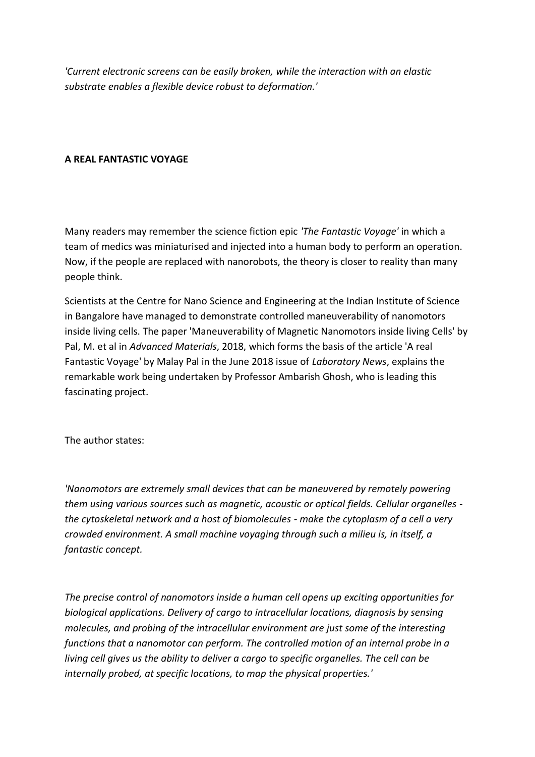*'Current electronic screens can be easily broken, while the interaction with an elastic substrate enables a flexible device robust to deformation.'*

**A REAL FANTASTIC VOYAGE**

Many readers may remember the science fiction epic *'The Fantastic Voyage'* in which a team of medics was miniaturised and injected into a human body to perform an operation. Now, if the people are replaced with nanorobots, the theory is closer to reality than many people think.

Scientists at the Centre for Nano Science and Engineering at the Indian Institute of Science in Bangalore have managed to demonstrate controlled maneuverability of nanomotors inside living cells. The paper 'Maneuverability of Magnetic Nanomotors inside living Cells' by Pal, M. et al in *Advanced Materials*, 2018, which forms the basis of the article 'A real Fantastic Voyage' by Malay Pal in the June 2018 issue of *Laboratory News*, explains the remarkable work being undertaken by Professor Ambarish Ghosh, who is leading this fascinating project.

The author states:

*'Nanomotors are extremely small devices that can be maneuvered by remotely powering them using various sources such as magnetic, acoustic or optical fields. Cellular organelles - the cytoskeletal network and a host of biomolecules - make the cytoplasm of a cell a very crowded environment. A small machine voyaging through such a milieu is, in itself, a fantastic concept.*

*The precise control of nanomotors inside a human cell opens up exciting opportunities for biological applications. Delivery of cargo to intracellular locations, diagnosis by sensing molecules, and probing of the intracellular environment are just some of the interesting functions that a nanomotor can perform. The controlled motion of an internal probe in a living cell gives us the ability to deliver a cargo to specific organelles. The cell can be internally probed, at specific locations, to map the physical properties.'*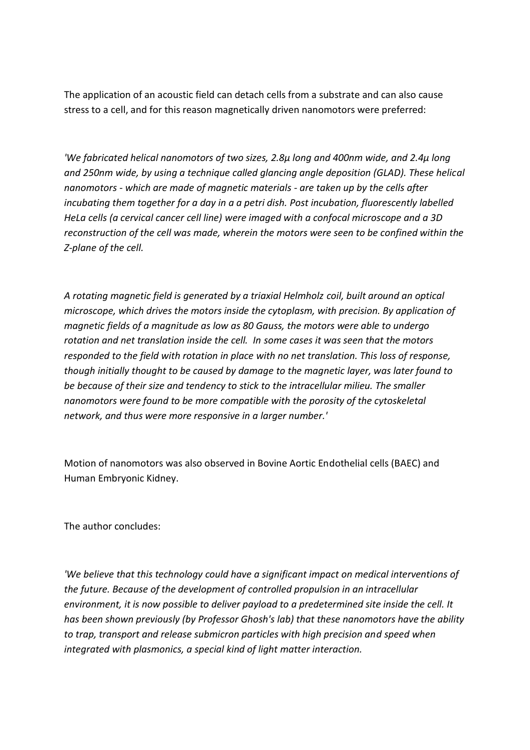The application of an acoustic field can detach cells from a substrate and can also cause stress to a cell, and for this reason magnetically driven nanomotors were preferred:

*'We fabricated helical nanomotors of two sizes, 2.8μ long and 400nm wide, and 2.4μ long and 250nm wide, by using a technique called glancing angle deposition (GLAD). These helical nanomotors - which are made of magnetic materials - are taken up by the cells after incubating them together for a day in a a petri dish. Post incubation, fluorescently labelled HeLa cells (a cervical cancer cell line) were imaged with a confocal microscope and a 3D reconstruction of the cell was made, wherein the motors were seen to be confined within the Z-plane of the cell.*

*A rotating magnetic field is generated by a triaxial Helmholz coil, built around an optical microscope, which drives the motors inside the cytoplasm, with precision. By application of magnetic fields of a magnitude as low as 80 Gauss, the motors were able to undergo rotation and net translation inside the cell. In some cases it was seen that the motors responded to the field with rotation in place with no net translation. This loss of response, though initially thought to be caused by damage to the magnetic layer, was later found to be because of their size and tendency to stick to the intracellular milieu. The smaller nanomotors were found to be more compatible with the porosity of the cytoskeletal network, and thus were more responsive in a larger number.'*

Motion of nanomotors was also observed in Bovine Aortic Endothelial cells (BAEC) and Human Embryonic Kidney.

The author concludes:

*'We believe that this technology could have a significant impact on medical interventions of the future. Because of the development of controlled propulsion in an intracellular environment, it is now possible to deliver payload to a predetermined site inside the cell. It has been shown previously (by Professor Ghosh's lab) that these nanomotors have the ability to trap, transport and release submicron particles with high precision and speed when integrated with plasmonics, a special kind of light matter interaction.*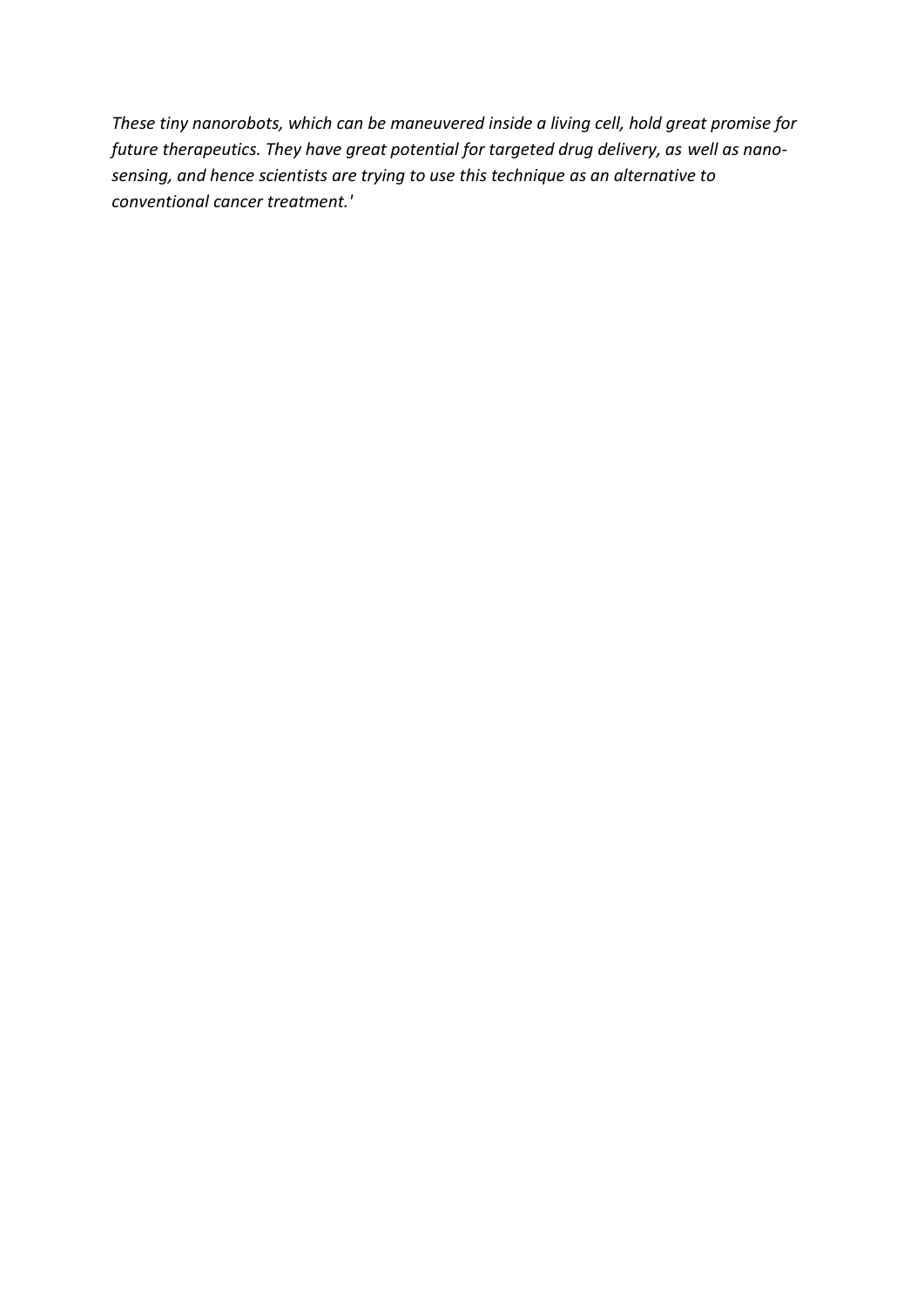*These tiny nanorobots, which can be maneuvered inside a living cell, hold great promise for future therapeutics. They have great potential for targeted drug delivery, as well as nano-sensing, and hence scientists are trying to use this technique as an alternative to conventional cancer treatment.'*